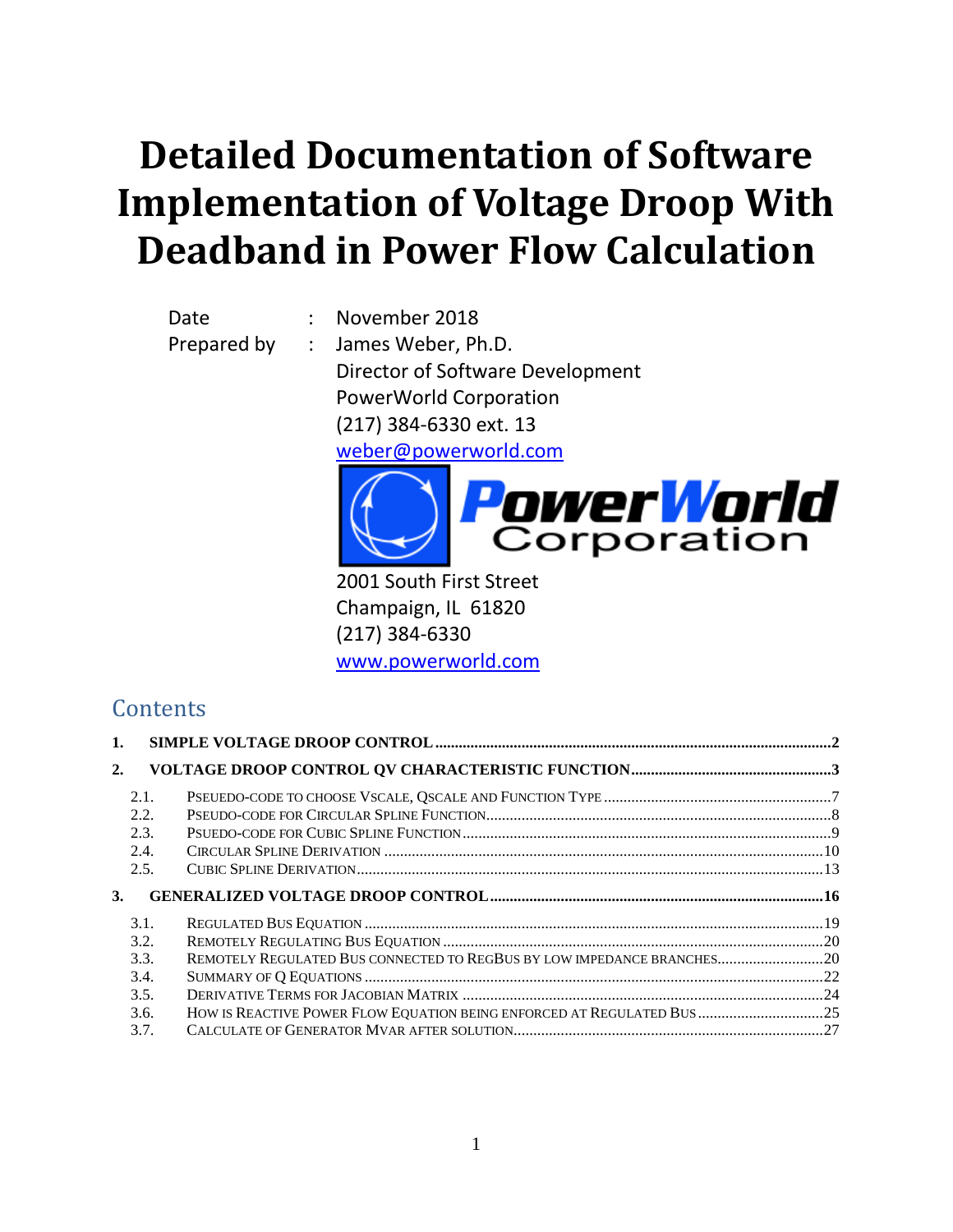# Detailed Documentation of Software Implementation of Voltage Droop With Deadband in Power Flow Calculation

Date : November 2018

Prepared by : James Weber, Ph.D.
Director of Software Development
PowerWorld Corporation
(217) 384-6330 ext. 13
weber@powerworld.com

PowerWorld Corporation

2001 South First Street
Champaign, IL 61820
(217) 384-6330
www.powerworld.com

## Contents

1. SIMPLE VOLTAGE DROOP CONTROL .....2
2. VOLTAGE DROOP CONTROL QV CHARACTERISTIC FUNCTION .....3
   - 2.1. PSEUEDO-CODE TO CHOOSE VSCALE, QSCALE AND FUNCTION TYPE .....7
   - 2.2. PSEUDO-CODE FOR CIRCULAR SPLINE FUNCTION .....8
   - 2.3. PSUEDO-CODE FOR CUBIC SPLINE FUNCTION .....9
   - 2.4. CIRCULAR SPLINE DERIVATION .....10
   - 2.5. CUBIC SPLINE DERIVATION .....13
3. GENERALIZED VOLTAGE DROOP CONTROL .....16
   - 3.1. REGULATED BUS EQUATION .....19
   - 3.2. REMOTELY REGULATING BUS EQUATION .....20
   - 3.3. REMOTELY REGULATED BUS CONNECTED TO REGBUS BY LOW IMPEDANCE BRANCHES .....20
   - 3.4. SUMMARY OF Q EQUATIONS .....22
   - 3.5. DERIVATIVE TERMS FOR JACOBIAN MATRIX .....24
   - 3.6. HOW IS REACTIVE POWER FLOW EQUATION BEING ENFORCED AT REGULATED BUS .....25
   - 3.7. CALCULATE OF GENERATOR MVAR AFTER SOLUTION .....27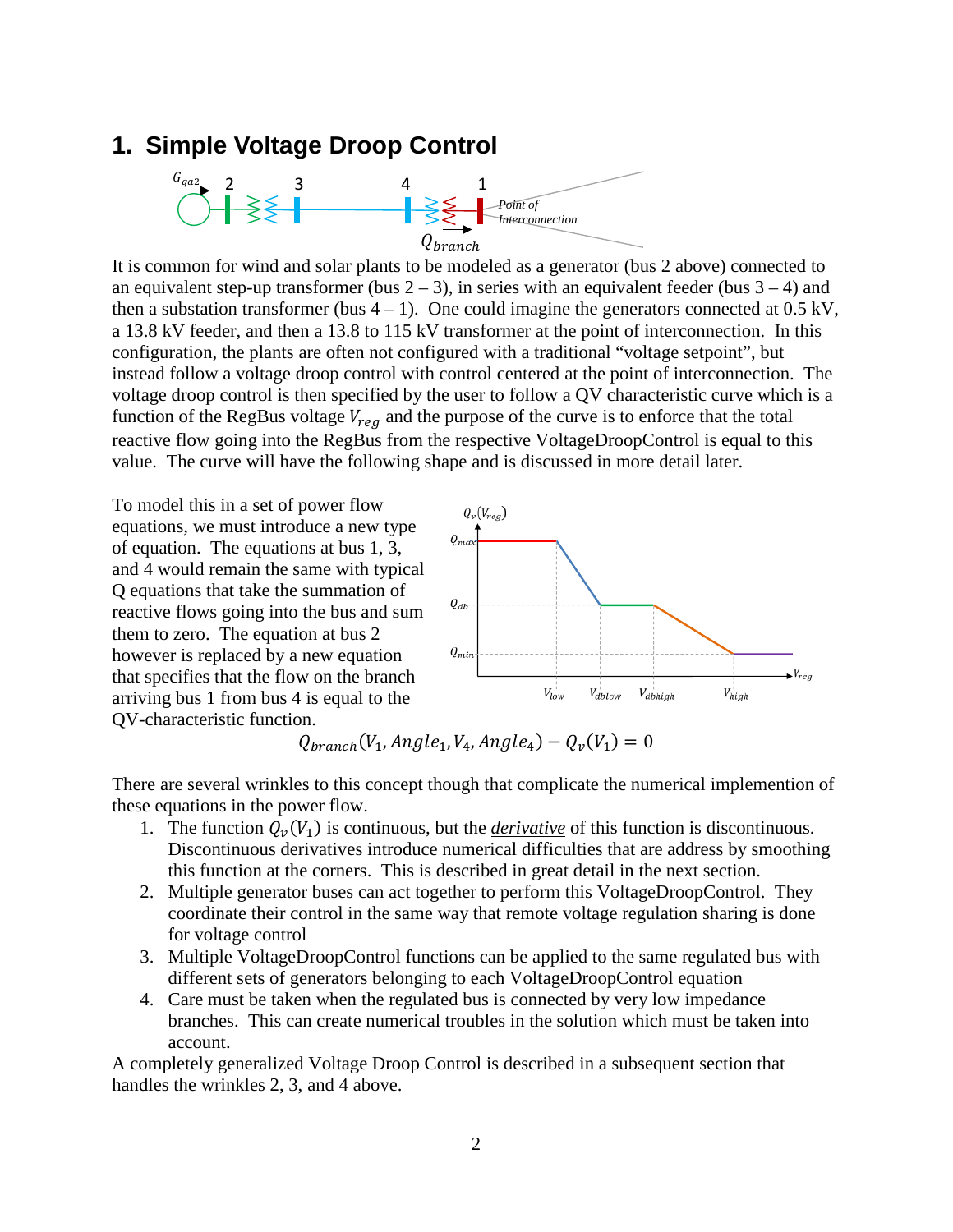# 1. Simple Voltage Droop Control

It is common for wind and solar plants to be modeled as a generator (bus 2 above) connected to an equivalent step-up transformer (bus 2 – 3), in series with an equivalent feeder (bus 3 – 4) and then a substation transformer (bus 4 – 1). One could imagine the generators connected at 0.5 kV, a 13.8 kV feeder, and then a 13.8 to 115 kV transformer at the point of interconnection. In this configuration, the plants are often not configured with a traditional "voltage setpoint", but instead follow a voltage droop control with control centered at the point of interconnection. The voltage droop control is then specified by the user to follow a QV characteristic curve which is a function of the RegBus voltage $V_{reg}$ and the purpose of the curve is to enforce that the total reactive flow going into the RegBus from the respective VoltageDroopControl is equal to this value. The curve will have the following shape and is discussed in more detail later.

To model this in a set of power flow equations, we must introduce a new type of equation. The equations at bus 1, 3, and 4 would remain the same with typical Q equations that take the summation of reactive flows going into the bus and sum them to zero. The equation at bus 2 however is replaced by a new equation that specifies that the flow on the branch arriving bus 1 from bus 4 is equal to the QV-characteristic function.

$$Q_{branch}(V_1, Angle_1, V_4, Angle_4) - Q_v(V_1) = 0$$

There are several wrinkles to this concept though that complicate the numerical implemention of these equations in the power flow.

1. The function $Q_v(V_1)$ is continuous, but the ***derivative*** of this function is discontinuous. Discontinuous derivatives introduce numerical difficulties that are address by smoothing this function at the corners. This is described in great detail in the next section.
2. Multiple generator buses can act together to perform this VoltageDroopControl. They coordinate their control in the same way that remote voltage regulation sharing is done for voltage control
3. Multiple VoltageDroopControl functions can be applied to the same regulated bus with different sets of generators belonging to each VoltageDroopControl equation
4. Care must be taken when the regulated bus is connected by very low impedance branches. This can create numerical troubles in the solution which must be taken into account.

A completely generalized Voltage Droop Control is described in a subsequent section that handles the wrinkles 2, 3, and 4 above.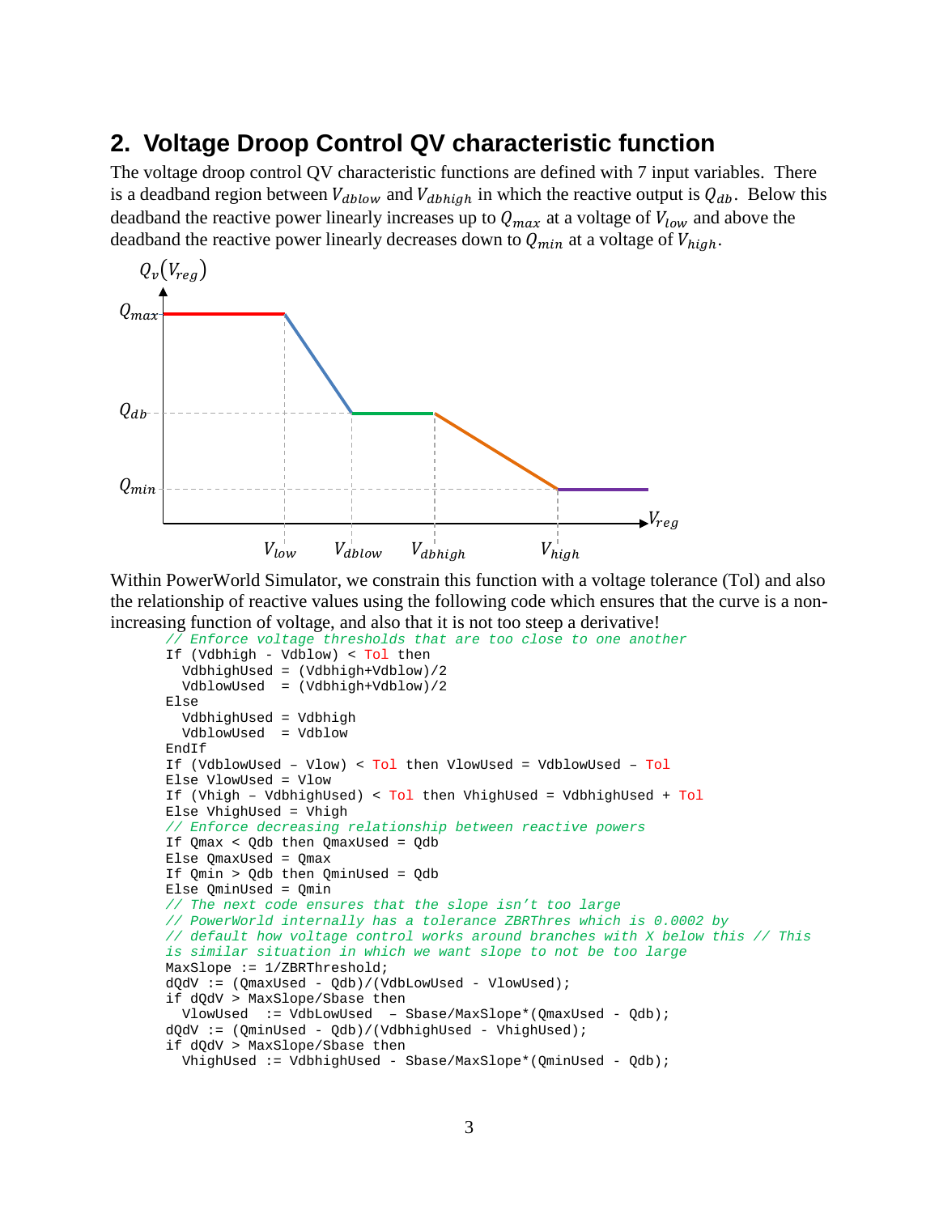## 2. Voltage Droop Control QV characteristic function

The voltage droop control QV characteristic functions are defined with 7 input variables. There is a deadband region between $V_{dblow}$ and $V_{dbhigh}$ in which the reactive output is $Q_{db}$. Below this deadband the reactive power linearly increases up to $Q_{max}$ at a voltage of $V_{low}$ and above the deadband the reactive power linearly decreases down to $Q_{min}$ at a voltage of $V_{high}$.

Within PowerWorld Simulator, we constrain this function with a voltage tolerance (Tol) and also the relationship of reactive values using the following code which ensures that the curve is a non-increasing function of voltage, and also that it is not too steep a derivative!

```
// Enforce voltage thresholds that are too close to one another
If (Vdbhigh - Vdblow) < Tol then
  VdbhighUsed = (Vdbhigh+Vdblow)/2
  VdblowUsed  = (Vdbhigh+Vdblow)/2
Else
  VdbhighUsed = Vdbhigh
  VdblowUsed  = Vdblow
EndIf
If (VdblowUsed – Vlow) < Tol then VlowUsed = VdblowUsed – Tol
Else VlowUsed = Vlow
If (Vhigh – VdbhighUsed) < Tol then VhighUsed = VdbhighUsed + Tol
Else VhighUsed = Vhigh
// Enforce decreasing relationship between reactive powers
If Qmax < Qdb then QmaxUsed = Qdb
Else QmaxUsed = Qmax
If Qmin > Qdb then QminUsed = Qdb
Else QminUsed = Qmin
// The next code ensures that the slope isn't too large
// PowerWorld internally has a tolerance ZBRThres which is 0.0002 by
// default how voltage control works around branches with X below this // This
is similar situation in which we want slope to not be too large
MaxSlope := 1/ZBRThreshold;
dQdV := (QmaxUsed - Qdb)/(VdbLowUsed - VlowUsed);
if dQdV > MaxSlope/Sbase then
  VlowUsed  := VdbLowUsed  – Sbase/MaxSlope*(QmaxUsed - Qdb);
dQdV := (QminUsed - Qdb)/(VdbhighUsed - VhighUsed);
if dQdV > MaxSlope/Sbase then
  VhighUsed := VdbhighUsed - Sbase/MaxSlope*(QminUsed - Qdb);
```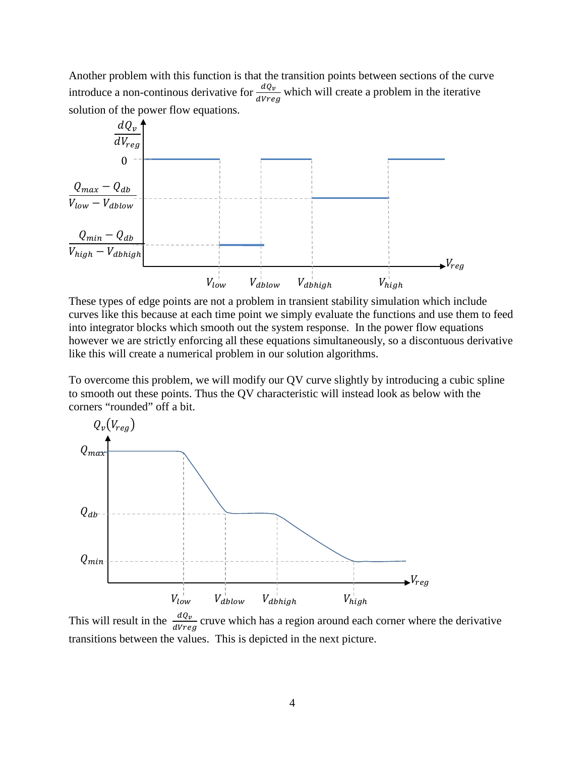Another problem with this function is that the transition points between sections of the curve introduce a non-continous derivative for $\frac{dQ_v}{dVreg}$ which will create a problem in the iterative solution of the power flow equations.

These types of edge points are not a problem in transient stability simulation which include curves like this because at each time point we simply evaluate the functions and use them to feed into integrator blocks which smooth out the system response. In the power flow equations however we are strictly enforcing all these equations simultaneously, so a discontuous derivative like this will create a numerical problem in our solution algorithms.

To overcome this problem, we will modify our QV curve slightly by introducing a cubic spline to smooth out these points. Thus the QV characteristic will instead look as below with the corners "rounded" off a bit.

This will result in the $\frac{dQ_v}{dVreg}$ cruve which has a region around each corner where the derivative transitions between the values. This is depicted in the next picture.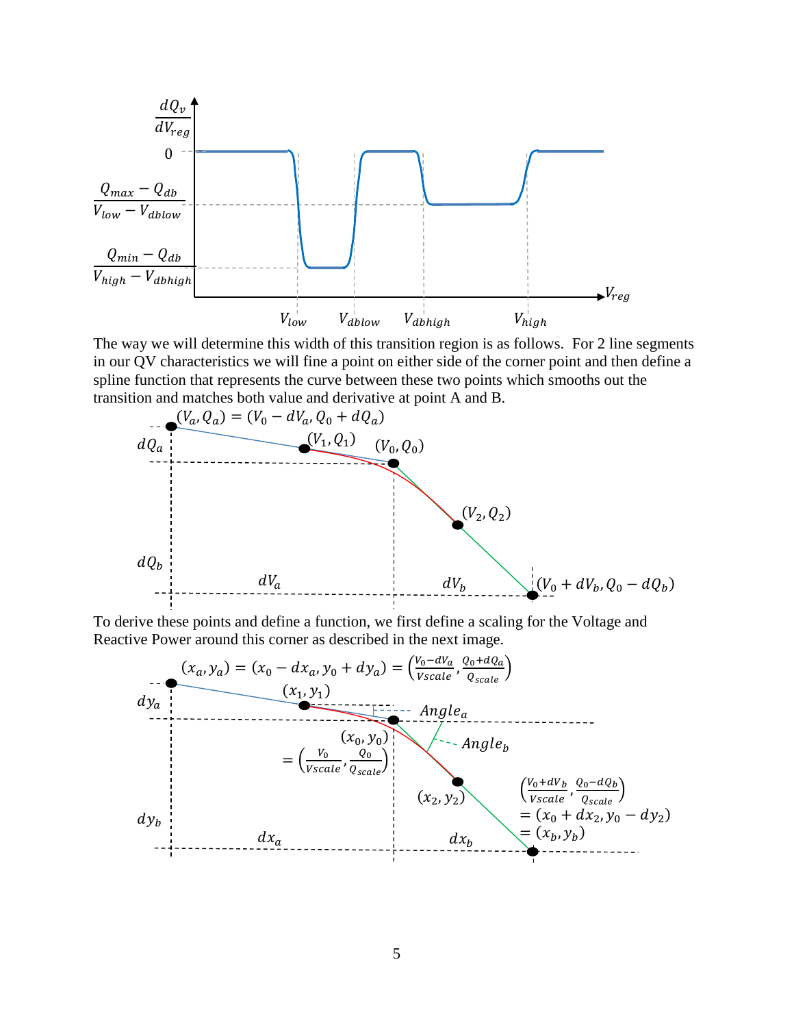The way we will determine this width of this transition region is as follows. For 2 line segments in our QV characteristics we will fine a point on either side of the corner point and then define a spline function that represents the curve between these two points which smooths out the transition and matches both value and derivative at point A and B.

To derive these points and define a function, we first define a scaling for the Voltage and Reactive Power around this corner as described in the next image.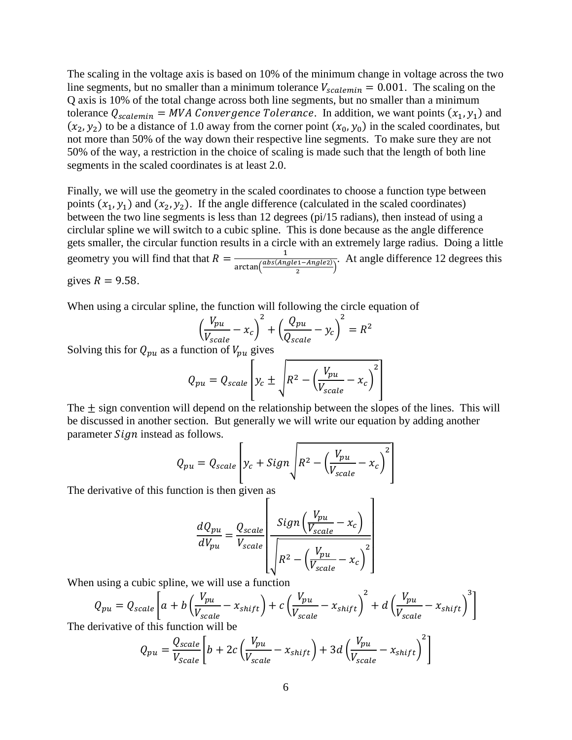The scaling in the voltage axis is based on 10% of the minimum change in voltage across the two line segments, but no smaller than a minimum tolerance $V_{scalemin} = 0.001$. The scaling on the Q axis is 10% of the total change across both line segments, but no smaller than a minimum tolerance $Q_{scalemin} = MVA\ Convergence\ Tolerance$. In addition, we want points $(x_1, y_1)$ and $(x_2, y_2)$ to be a distance of 1.0 away from the corner point $(x_0, y_0)$ in the scaled coordinates, but not more than 50% of the way down their respective line segments. To make sure they are not 50% of the way, a restriction in the choice of scaling is made such that the length of both line segments in the scaled coordinates is at least 2.0.

Finally, we will use the geometry in the scaled coordinates to choose a function type between points $(x_1, y_1)$ and $(x_2, y_2)$. If the angle difference (calculated in the scaled coordinates) between the two line segments is less than 12 degrees (pi/15 radians), then instead of using a circlular spline we will switch to a cubic spline. This is done because as the angle difference gets smaller, the circular function results in a circle with an extremely large radius. Doing a little geometry you will find that that $R = \frac{1}{\arctan\left(\frac{abs(Angle1-Angle2)}{2}\right)}$. At angle difference 12 degrees this gives $R = 9.58$.

When using a circular spline, the function will following the circle equation of

$$\left(\frac{V_{pu}}{V_{scale}} - x_c\right)^2 + \left(\frac{Q_{pu}}{Q_{scale}} - y_c\right)^2 = R^2$$

Solving this for $Q_{pu}$ as a function of $V_{pu}$ gives

$$Q_{pu} = Q_{scale}\left[y_c \pm \sqrt{R^2 - \left(\frac{V_{pu}}{V_{scale}} - x_c\right)^2}\right]$$

The $\pm$ sign convention will depend on the relationship between the slopes of the lines. This will be discussed in another section. But generally we will write our equation by adding another parameter $Sign$ instead as follows.

$$Q_{pu} = Q_{scale}\left[y_c + Sign\sqrt{R^2 - \left(\frac{V_{pu}}{V_{scale}} - x_c\right)^2}\right]$$

The derivative of this function is then given as

$$\frac{dQ_{pu}}{dV_{pu}} = \frac{Q_{scale}}{V_{scale}}\left[\frac{Sign\left(\frac{V_{pu}}{V_{scale}} - x_c\right)}{\sqrt{R^2 - \left(\frac{V_{pu}}{V_{scale}} - x_c\right)^2}}\right]$$

When using a cubic spline, we will use a function

$$Q_{pu} = Q_{scale}\left[a + b\left(\frac{V_{pu}}{V_{scale}} - x_{shift}\right) + c\left(\frac{V_{pu}}{V_{scale}} - x_{shift}\right)^2 + d\left(\frac{V_{pu}}{V_{scale}} - x_{shift}\right)^3\right]$$

The derivative of this function will be

$$Q_{pu} = \frac{Q_{scale}}{V_{Scale}}\left[b + 2c\left(\frac{V_{pu}}{V_{scale}} - x_{shift}\right) + 3d\left(\frac{V_{pu}}{V_{scale}} - x_{shift}\right)^2\right]$$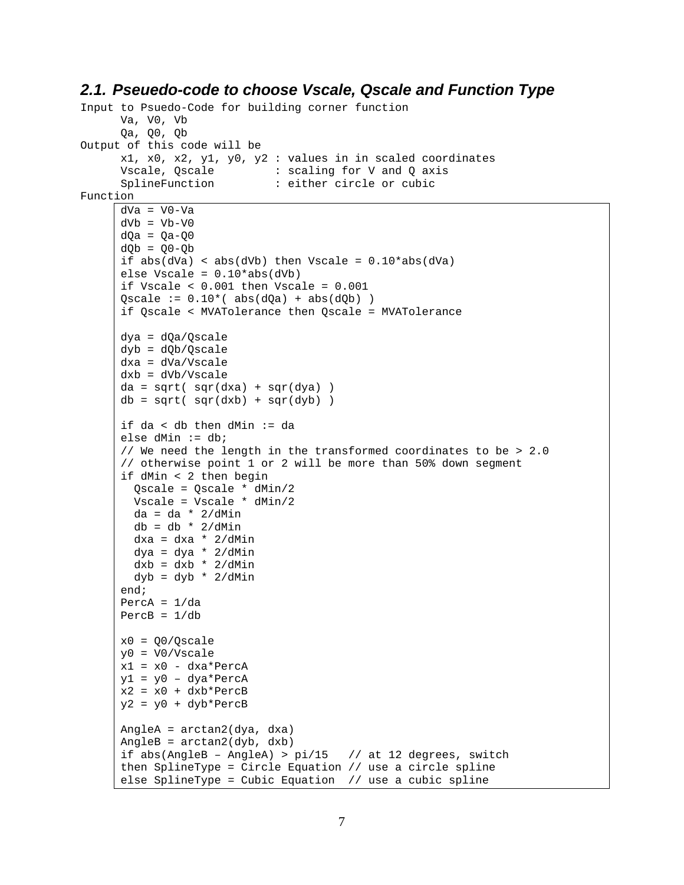## 2.1. Pseuedo-code to choose Vscale, Qscale and Function Type

```
Input to Psuedo-Code for building corner function
      Va, V0, Vb
      Qa, Q0, Qb
Output of this code will be
      x1, x0, x2, y1, y0, y2 : values in in scaled coordinates
      Vscale, Qscale         : scaling for V and Q axis
      SplineFunction         : either circle or cubic
Function
```

```
dVa = V0-Va
dVb = Vb-V0
dQa = Qa-Q0
dQb = Q0-Qb
if abs(dVa) < abs(dVb) then Vscale = 0.10*abs(dVa)
else Vscale = 0.10*abs(dVb)
if Vscale < 0.001 then Vscale = 0.001
Qscale := 0.10*( abs(dQa) + abs(dQb) )
if Qscale < MVATolerance then Qscale = MVATolerance

dya = dQa/Qscale
dyb = dQb/Qscale
dxa = dVa/Vscale
dxb = dVb/Vscale
da = sqrt( sqr(dxa) + sqr(dya) )
db = sqrt( sqr(dxb) + sqr(dyb) )

if da < db then dMin := da
else dMin := db;
// We need the length in the transformed coordinates to be > 2.0
// otherwise point 1 or 2 will be more than 50% down segment
if dMin < 2 then begin
  Qscale = Qscale * dMin/2
  Vscale = Vscale * dMin/2
  da = da * 2/dMin
  db = db * 2/dMin
  dxa = dxa * 2/dMin
  dya = dya * 2/dMin
  dxb = dxb * 2/dMin
  dyb = dyb * 2/dMin
end;
PercA = 1/da
PercB = 1/db

x0 = Q0/Qscale
y0 = V0/Vscale
x1 = x0 - dxa*PercA
y1 = y0 – dya*PercA
x2 = x0 + dxb*PercB
y2 = y0 + dyb*PercB

AngleA = arctan2(dya, dxa)
AngleB = arctan2(dyb, dxb)
if abs(AngleB – AngleA) > pi/15   // at 12 degrees, switch
then SplineType = Circle Equation // use a circle spline
else SplineType = Cubic Equation  // use a cubic spline
```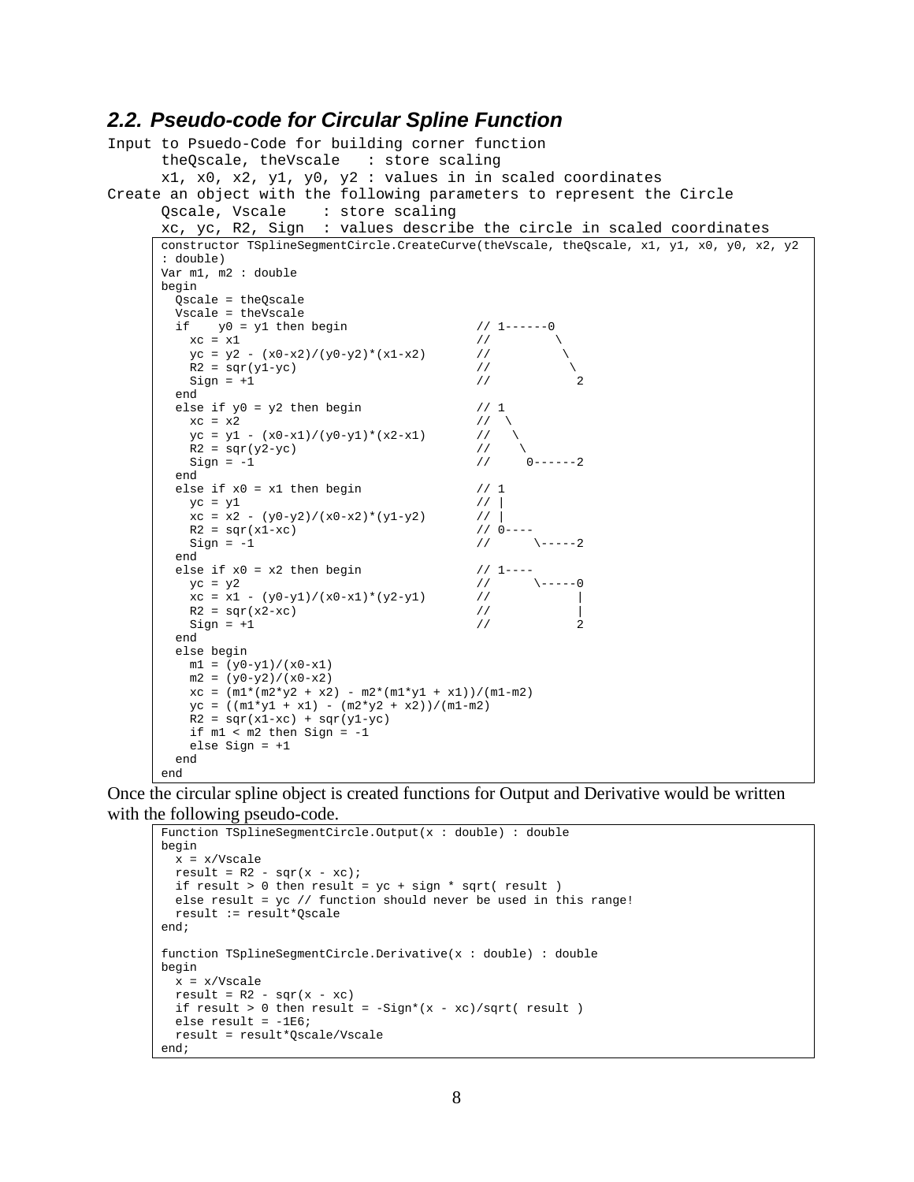## 2.2. *Pseudo-code for Circular Spline Function*

```
Input to Psuedo-Code for building corner function
      theQscale, theVscale   : store scaling
      x1, x0, x2, y1, y0, y2 : values in in scaled coordinates
Create an object with the following parameters to represent the Circle
      Qscale, Vscale    : store scaling
      xc, yc, R2, Sign  : values describe the circle in scaled coordinates
```

```
constructor TSplineSegmentCircle.CreateCurve(theVscale, theQscale, x1, y1, x0, y0, x2, y2
: double)
Var m1, m2 : double
begin
  Qscale = theQscale
  Vscale = theVscale
  if    y0 = y1 then begin                  // 1------0
    xc = x1                                 //         \
    yc = y2 - (x0-x2)/(y0-y2)*(x1-x2)       //          \
    R2 = sqr(y1-yc)                         //           \
    Sign = +1                               //            2
  end
  else if y0 = y2 then begin                // 1
    xc = x2                                 //  \
    yc = y1 - (x0-x1)/(y0-y1)*(x2-x1)       //   \
    R2 = sqr(y2-yc)                         //    \
    Sign = -1                               //     0------2
  end
  else if x0 = x1 then begin                // 1
    yc = y1                                 // |
    xc = x2 - (y0-y2)/(x0-x2)*(y1-y2)       // |
    R2 = sqr(x1-xc)                         // 0----
    Sign = -1                               //      \-----2
  end
  else if x0 = x2 then begin                // 1----
    yc = y2                                 //      \-----0
    xc = x1 - (y0-y1)/(x0-x1)*(y2-y1)       //            |
    R2 = sqr(x2-xc)                         //            |
    Sign = +1                               //            2
  end
  else begin
    m1 = (y0-y1)/(x0-x1)
    m2 = (y0-y2)/(x0-x2)
    xc = (m1*(m2*y2 + x2) - m2*(m1*y1 + x1))/(m1-m2)
    yc = ((m1*y1 + x1) - (m2*y2 + x2))/(m1-m2)
    R2 = sqr(x1-xc) + sqr(y1-yc)
    if m1 < m2 then Sign = -1
    else Sign = +1
  end
end
```

Once the circular spline object is created functions for Output and Derivative would be written with the following pseudo-code.

```
Function TSplineSegmentCircle.Output(x : double) : double
begin
  x = x/Vscale
  result = R2 - sqr(x - xc);
  if result > 0 then result = yc + sign * sqrt( result )
  else result = yc // function should never be used in this range!
  result := result*Qscale
end;

function TSplineSegmentCircle.Derivative(x : double) : double
begin
  x = x/Vscale
  result = R2 - sqr(x - xc)
  if result > 0 then result = -Sign*(x - xc)/sqrt( result )
  else result = -1E6;
  result = result*Qscale/Vscale
end;
```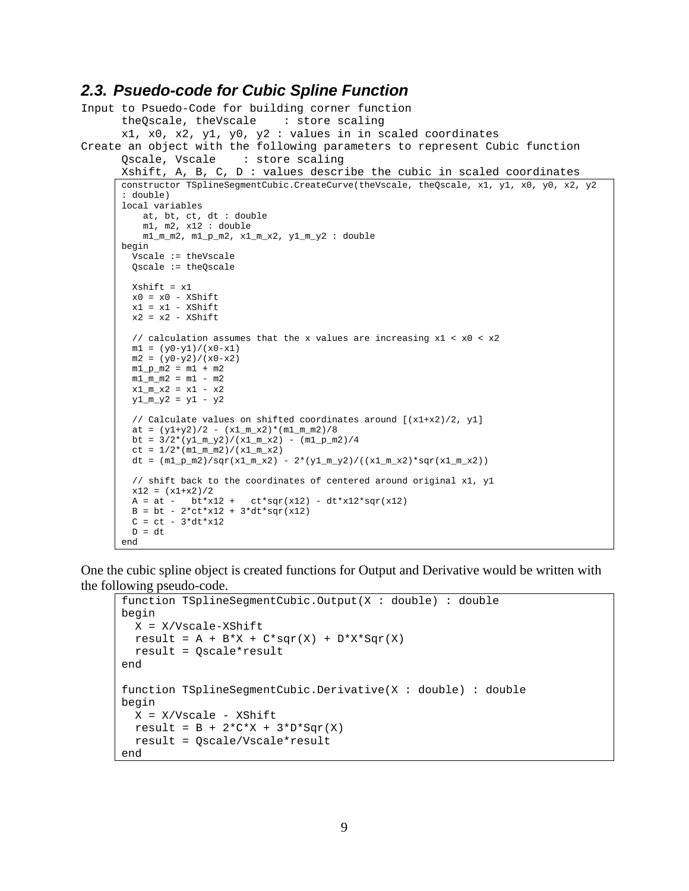## 2.3. Psuedo-code for Cubic Spline Function

```
Input to Psuedo-Code for building corner function
      theQscale, theVscale    : store scaling
      x1, x0, x2, y1, y0, y2 : values in in scaled coordinates
Create an object with the following parameters to represent Cubic function
      Qscale, Vscale    : store scaling
      Xshift, A, B, C, D : values describe the cubic in scaled coordinates
```

```
constructor TSplineSegmentCubic.CreateCurve(theVscale, theQscale, x1, y1, x0, y0, x2, y2
: double)
local variables
    at, bt, ct, dt : double
    m1, m2, x12 : double
    m1_m_m2, m1_p_m2, x1_m_x2, y1_m_y2 : double
begin
  Vscale := theVscale
  Qscale := theQscale

  Xshift = x1
  x0 = x0 - XShift
  x1 = x1 - XShift
  x2 = x2 - XShift

  // calculation assumes that the x values are increasing x1 < x0 < x2
  m1 = (y0-y1)/(x0-x1)
  m2 = (y0-y2)/(x0-x2)
  m1_p_m2 = m1 + m2
  m1_m_m2 = m1 - m2
  x1_m_x2 = x1 - x2
  y1_m_y2 = y1 - y2

  // Calculate values on shifted coordinates around [(x1+x2)/2, y1]
  at = (y1+y2)/2 - (x1_m_x2)*(m1_m_m2)/8
  bt = 3/2*(y1_m_y2)/(x1_m_x2) - (m1_p_m2)/4
  ct = 1/2*(m1_m_m2)/(x1_m_x2)
  dt = (m1_p_m2)/sqr(x1_m_x2) - 2*(y1_m_y2)/((x1_m_x2)*sqr(x1_m_x2))

  // shift back to the coordinates of centered around original x1, y1
  x12 = (x1+x2)/2
  A = at -   bt*x12 +   ct*sqr(x12) - dt*x12*sqr(x12)
  B = bt - 2*ct*x12 + 3*dt*sqr(x12)
  C = ct - 3*dt*x12
  D = dt
end
```

One the cubic spline object is created functions for Output and Derivative would be written with the following pseudo-code.

```
function TSplineSegmentCubic.Output(X : double) : double
begin
  X = X/Vscale-XShift
  result = A + B*X + C*sqr(X) + D*X*Sqr(X)
  result = Qscale*result
end

function TSplineSegmentCubic.Derivative(X : double) : double
begin
  X = X/Vscale - XShift
  result = B + 2*C*X + 3*D*Sqr(X)
  result = Qscale/Vscale*result
end
```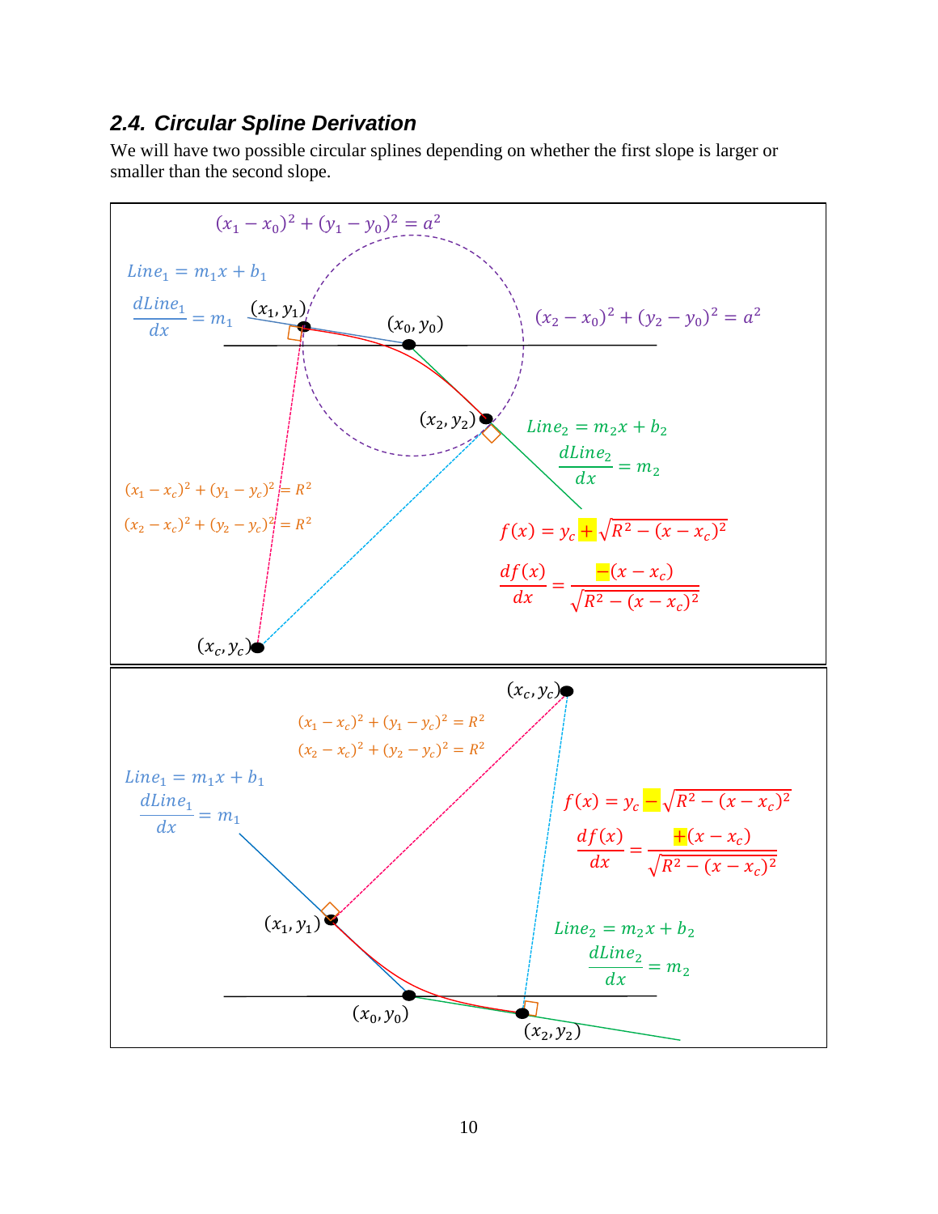### 2.4. Circular Spline Derivation

We will have two possible circular splines depending on whether the first slope is larger or smaller than the second slope.

$$(x_1 - x_0)^2 + (y_1 - y_0)^2 = a^2$$

$$Line_1 = m_1 x + b_1$$

$$\frac{dLine_1}{dx} = m_1$$

$(x_1, y_1)$ $(x_0, y_0)$

$$(x_2 - x_0)^2 + (y_2 - y_0)^2 = a^2$$

$(x_2, y_2)$

$$Line_2 = m_2 x + b_2$$

$$\frac{dLine_2}{dx} = m_2$$

$$(x_1 - x_c)^2 + (y_1 - y_c)^2 = R^2$$

$$(x_2 - x_c)^2 + (y_2 - y_c)^2 = R^2$$

$$f(x) = y_c + \sqrt{R^2 - (x - x_c)^2}$$

$$\frac{df(x)}{dx} = \frac{-(x - x_c)}{\sqrt{R^2 - (x - x_c)^2}}$$

$(x_c, y_c)$

---

$(x_c, y_c)$

$$(x_1 - x_c)^2 + (y_1 - y_c)^2 = R^2$$

$$(x_2 - x_c)^2 + (y_2 - y_c)^2 = R^2$$

$$Line_1 = m_1 x + b_1$$

$$\frac{dLine_1}{dx} = m_1$$

$$f(x) = y_c - \sqrt{R^2 - (x - x_c)^2}$$

$$\frac{df(x)}{dx} = \frac{+(x - x_c)}{\sqrt{R^2 - (x - x_c)^2}}$$

$(x_1, y_1)$

$$Line_2 = m_2 x + b_2$$

$$\frac{dLine_2}{dx} = m_2$$

$(x_0, y_0)$ $(x_2, y_2)$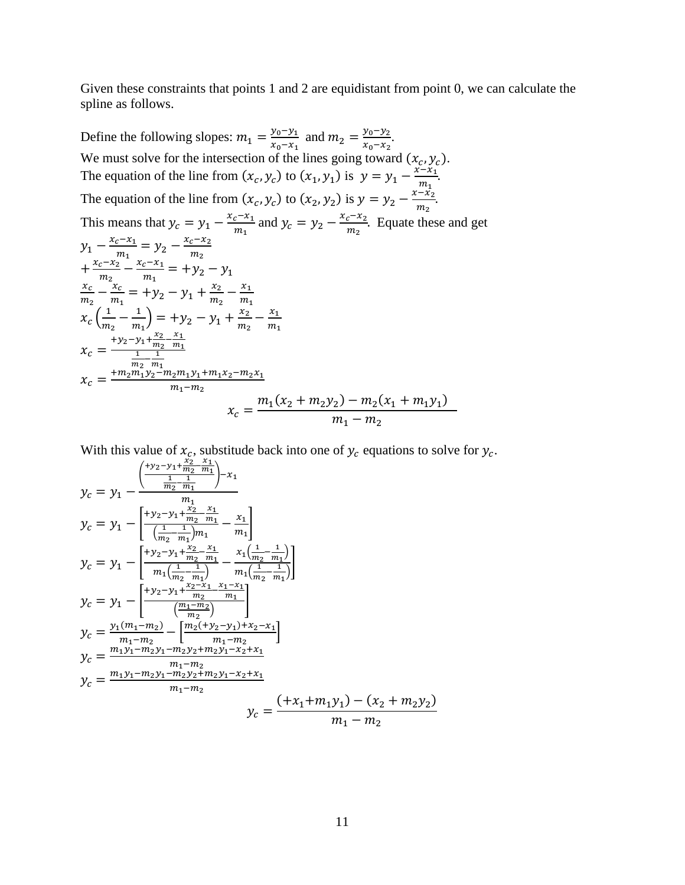Given these constraints that points 1 and 2 are equidistant from point 0, we can calculate the spline as follows.

Define the following slopes: $m_1 = \frac{y_0 - y_1}{x_0 - x_1}$ and $m_2 = \frac{y_0 - y_2}{x_0 - x_2}$.
We must solve for the intersection of the lines going toward $(x_c, y_c)$.
The equation of the line from $(x_c, y_c)$ to $(x_1, y_1)$ is $y = y_1 - \frac{x - x_1}{m_1}$.
The equation of the line from $(x_c, y_c)$ to $(x_2, y_2)$ is $y = y_2 - \frac{x - x_2}{m_2}$.
This means that $y_c = y_1 - \frac{x_c - x_1}{m_1}$ and $y_c = y_2 - \frac{x_c - x_2}{m_2}$. Equate these and get

$$y_1 - \frac{x_c - x_1}{m_1} = y_2 - \frac{x_c - x_2}{m_2}$$

$$+\frac{x_c - x_2}{m_2} - \frac{x_c - x_1}{m_1} = +y_2 - y_1$$

$$\frac{x_c}{m_2} - \frac{x_c}{m_1} = +y_2 - y_1 + \frac{x_2}{m_2} - \frac{x_1}{m_1}$$

$$x_c\left(\frac{1}{m_2} - \frac{1}{m_1}\right) = +y_2 - y_1 + \frac{x_2}{m_2} - \frac{x_1}{m_1}$$

$$x_c = \frac{+y_2 - y_1 + \frac{x_2}{m_2} - \frac{x_1}{m_1}}{\frac{1}{m_2} - \frac{1}{m_1}}$$

$$x_c = \frac{+m_2 m_1 y_2 - m_2 m_1 y_1 + m_1 x_2 - m_2 x_1}{m_1 - m_2}$$

$$x_c = \frac{m_1(x_2 + m_2 y_2) - m_2(x_1 + m_1 y_1)}{m_1 - m_2}$$

With this value of $x_c$, substitude back into one of $y_c$ equations to solve for $y_c$.

$$y_c = y_1 - \frac{\left(\frac{+y_2 - y_1 + \frac{x_2}{m_2} - \frac{x_1}{m_1}}{\frac{1}{m_2} - \frac{1}{m_1}}\right) - x_1}{m_1}$$

$$y_c = y_1 - \left[\frac{+y_2 - y_1 + \frac{x_2}{m_2} - \frac{x_1}{m_1}}{\left(\frac{1}{m_2} - \frac{1}{m_1}\right)m_1} - \frac{x_1}{m_1}\right]$$

$$y_c = y_1 - \left[\frac{+y_2 - y_1 + \frac{x_2}{m_2} - \frac{x_1}{m_1}}{m_1\left(\frac{1}{m_2} - \frac{1}{m_1}\right)} - \frac{x_1\left(\frac{1}{m_2} - \frac{1}{m_1}\right)}{m_1\left(\frac{1}{m_2} - \frac{1}{m_1}\right)}\right]$$

$$y_c = y_1 - \left[\frac{+y_2 - y_1 + \frac{x_2 - x_1}{m_2} - \frac{x_1 - x_1}{m_1}}{\left(\frac{m_1 - m_2}{m_2}\right)}\right]$$

$$y_c = \frac{y_1(m_1 - m_2)}{m_1 - m_2} - \left[\frac{m_2(+y_2 - y_1) + x_2 - x_1}{m_1 - m_2}\right]$$

$$y_c = \frac{m_1 y_1 - m_2 y_1 - m_2 y_2 + m_2 y_1 - x_2 + x_1}{m_1 - m_2}$$

$$y_c = \frac{m_1 y_1 - m_2 y_1 - m_2 y_2 + m_2 y_1 - x_2 + x_1}{m_1 - m_2}$$

$$y_c = \frac{(+x_1 + m_1 y_1) - (x_2 + m_2 y_2)}{m_1 - m_2}$$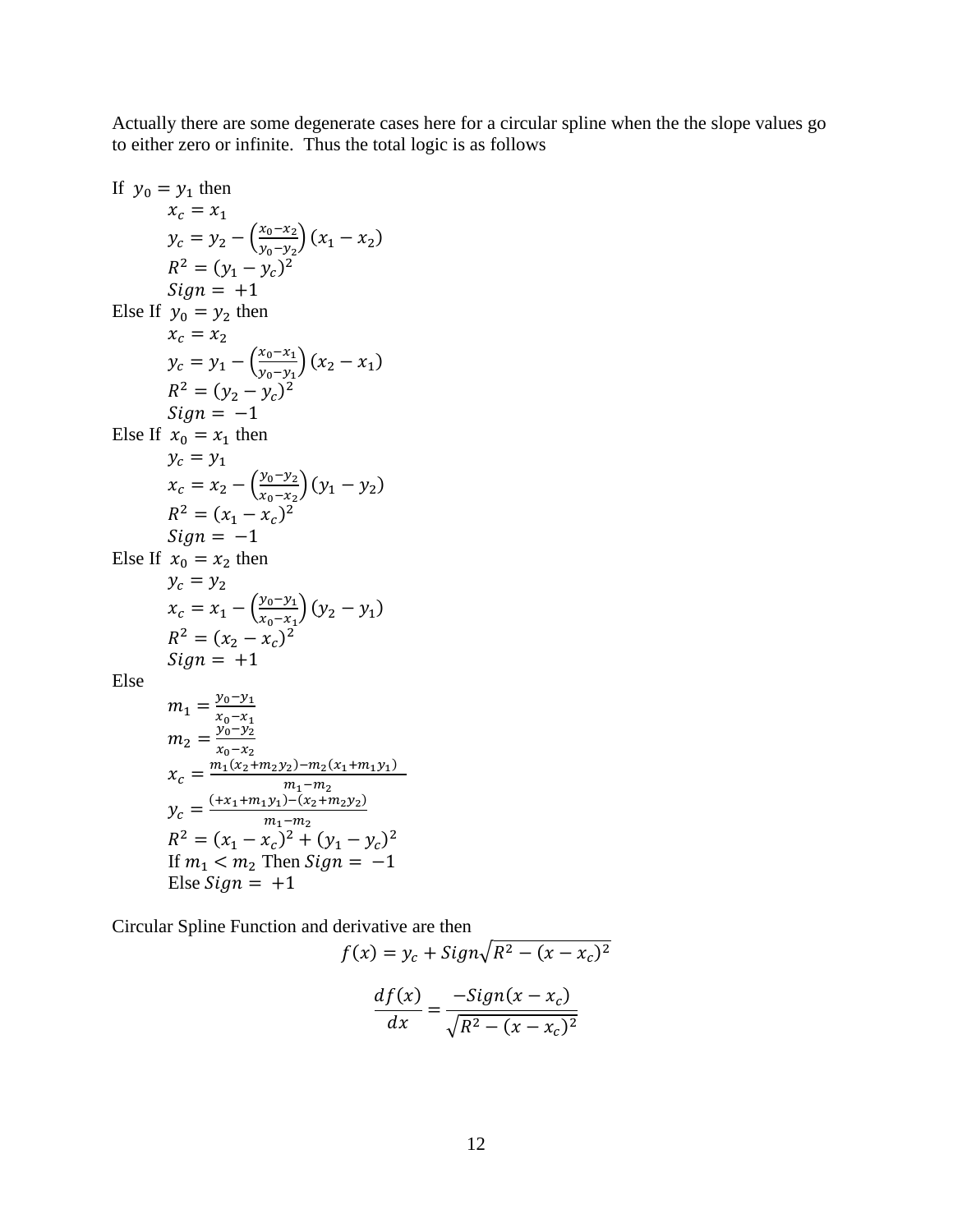Actually there are some degenerate cases here for a circular spline when the the slope values go to either zero or infinite. Thus the total logic is as follows

If $y_0 = y_1$ then

$$x_c = x_1$$
$$y_c = y_2 - \left(\frac{x_0 - x_2}{y_0 - y_2}\right)(x_1 - x_2)$$
$$R^2 = (y_1 - y_c)^2$$
$$Sign = +1$$

Else If $y_0 = y_2$ then

$$x_c = x_2$$
$$y_c = y_1 - \left(\frac{x_0 - x_1}{y_0 - y_1}\right)(x_2 - x_1)$$
$$R^2 = (y_2 - y_c)^2$$
$$Sign = -1$$

Else If $x_0 = x_1$ then

$$y_c = y_1$$
$$x_c = x_2 - \left(\frac{y_0 - y_2}{x_0 - x_2}\right)(y_1 - y_2)$$
$$R^2 = (x_1 - x_c)^2$$
$$Sign = -1$$

Else If $x_0 = x_2$ then

$$y_c = y_2$$
$$x_c = x_1 - \left(\frac{y_0 - y_1}{x_0 - x_1}\right)(y_2 - y_1)$$
$$R^2 = (x_2 - x_c)^2$$
$$Sign = +1$$

Else

$$m_1 = \frac{y_0 - y_1}{x_0 - x_1}$$
$$m_2 = \frac{y_0 - y_2}{x_0 - x_2}$$
$$x_c = \frac{m_1(x_2 + m_2 y_2) - m_2(x_1 + m_1 y_1)}{m_1 - m_2}$$
$$y_c = \frac{(+x_1 + m_1 y_1) - (x_2 + m_2 y_2)}{m_1 - m_2}$$
$$R^2 = (x_1 - x_c)^2 + (y_1 - y_c)^2$$

If $m_1 < m_2$ Then $Sign = -1$

Else $Sign = +1$

Circular Spline Function and derivative are then

$$f(x) = y_c + Sign\sqrt{R^2 - (x - x_c)^2}$$

$$\frac{df(x)}{dx} = \frac{-Sign(x - x_c)}{\sqrt{R^2 - (x - x_c)^2}}$$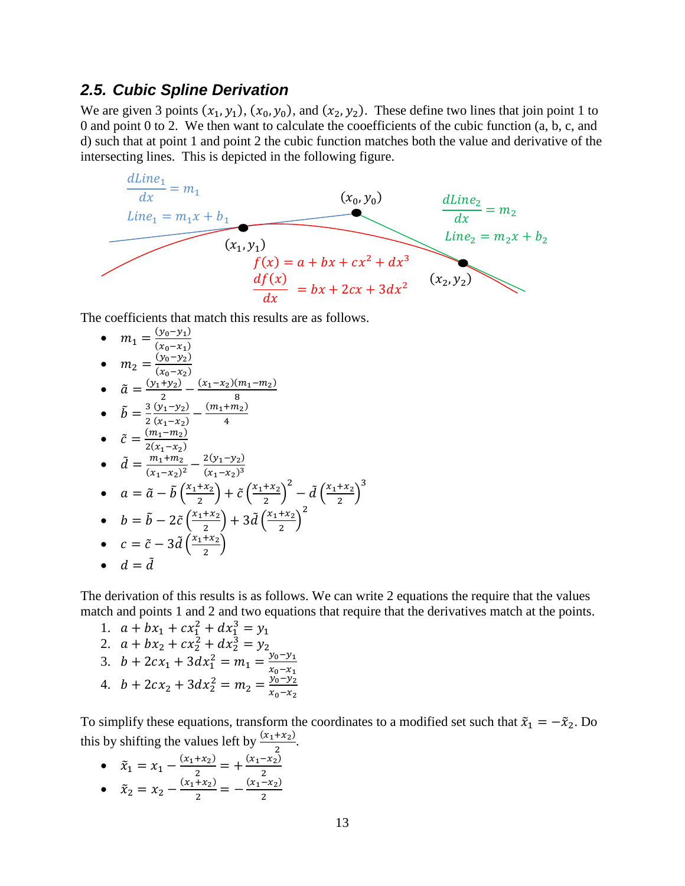## 2.5. Cubic Spline Derivation

We are given 3 points $(x_1, y_1)$, $(x_0, y_0)$, and $(x_2, y_2)$. These define two lines that join point 1 to 0 and point 0 to 2. We then want to calculate the cooefficients of the cubic function (a, b, c, and d) such that at point 1 and point 2 the cubic function matches both the value and derivative of the intersecting lines. This is depicted in the following figure.

$\frac{dLine_1}{dx} = m_1$

$Line_1 = m_1 x + b_1$

$(x_0, y_0)$

$\frac{dLine_2}{dx} = m_2$

$Line_2 = m_2 x + b_2$

$(x_1, y_1)$

$f(x) = a + bx + cx^2 + dx^3$

$\frac{df(x)}{dx} = bx + 2cx + 3dx^2$

$(x_2, y_2)$

The coefficients that match this results are as follows.

- $m_1 = \frac{(y_0 - y_1)}{(x_0 - x_1)}$
- $m_2 = \frac{(y_0 - y_2)}{(x_0 - x_2)}$
- $\tilde{a} = \frac{(y_1 + y_2)}{2} - \frac{(x_1 - x_2)(m_1 - m_2)}{8}$
- $\tilde{b} = \frac{3}{2}\frac{(y_1 - y_2)}{(x_1 - x_2)} - \frac{(m_1 + m_2)}{4}$
- $\tilde{c} = \frac{(m_1 - m_2)}{2(x_1 - x_2)}$
- $\tilde{d} = \frac{m_1 + m_2}{(x_1 - x_2)^2} - \frac{2(y_1 - y_2)}{(x_1 - x_2)^3}$
- $a = \tilde{a} - \tilde{b}\left(\frac{x_1 + x_2}{2}\right) + \tilde{c}\left(\frac{x_1 + x_2}{2}\right)^2 - \tilde{d}\left(\frac{x_1 + x_2}{2}\right)^3$
- $b = \tilde{b} - 2\tilde{c}\left(\frac{x_1 + x_2}{2}\right) + 3\tilde{d}\left(\frac{x_1 + x_2}{2}\right)^2$
- $c = \tilde{c} - 3\tilde{d}\left(\frac{x_1 + x_2}{2}\right)$
- $d = \tilde{d}$

The derivation of this results is as follows. We can write 2 equations the require that the values match and points 1 and 2 and two equations that require that the derivatives match at the points.

1. $a + bx_1 + cx_1^2 + dx_1^3 = y_1$
2. $a + bx_2 + cx_2^2 + dx_2^3 = y_2$
3. $b + 2cx_1 + 3dx_1^2 = m_1 = \frac{y_0 - y_1}{x_0 - x_1}$
4. $b + 2cx_2 + 3dx_2^2 = m_2 = \frac{y_0 - y_2}{x_0 - x_2}$

To simplify these equations, transform the coordinates to a modified set such that $\tilde{x}_1 = -\tilde{x}_2$. Do this by shifting the values left by $\frac{(x_1 + x_2)}{2}$.

- $\tilde{x}_1 = x_1 - \frac{(x_1 + x_2)}{2} = +\frac{(x_1 - x_2)}{2}$
- $\tilde{x}_2 = x_2 - \frac{(x_1 + x_2)}{2} = -\frac{(x_1 - x_2)}{2}$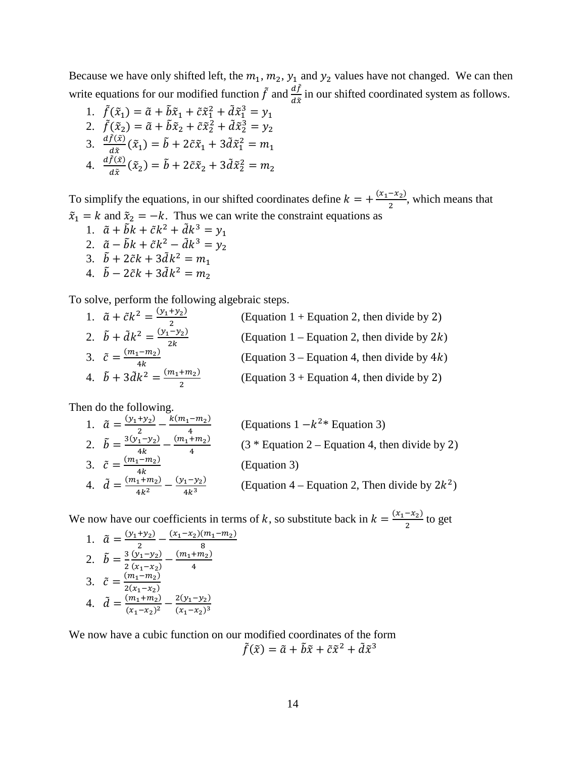Because we have only shifted left, the $m_1$, $m_2$, $y_1$ and $y_2$ values have not changed. We can then write equations for our modified function $\tilde{f}$ and $\frac{d\tilde{f}}{d\tilde{x}}$ in our shifted coordinated system as follows.

1. $\tilde{f}(\tilde{x}_1) = \tilde{a} + \tilde{b}\tilde{x}_1 + \tilde{c}\tilde{x}_1^2 + \tilde{d}\tilde{x}_1^3 = y_1$
2. $\tilde{f}(\tilde{x}_2) = \tilde{a} + \tilde{b}\tilde{x}_2 + \tilde{c}\tilde{x}_2^2 + \tilde{d}\tilde{x}_2^3 = y_2$
3. $\frac{d\tilde{f}(\tilde{x})}{d\tilde{x}}(\tilde{x}_1) = \tilde{b} + 2\tilde{c}\tilde{x}_1 + 3\tilde{d}\tilde{x}_1^2 = m_1$
4. $\frac{d\tilde{f}(\tilde{x})}{d\tilde{x}}(\tilde{x}_2) = \tilde{b} + 2\tilde{c}\tilde{x}_2 + 3\tilde{d}\tilde{x}_2^2 = m_2$

To simplify the equations, in our shifted coordinates define $k = +\frac{(x_1 - x_2)}{2}$, which means that $\tilde{x}_1 = k$ and $\tilde{x}_2 = -k$. Thus we can write the constraint equations as

1. $\tilde{a} + \tilde{b}k + \tilde{c}k^2 + \tilde{d}k^3 = y_1$
2. $\tilde{a} - \tilde{b}k + \tilde{c}k^2 - \tilde{d}k^3 = y_2$
3. $\tilde{b} + 2\tilde{c}k + 3\tilde{d}k^2 = m_1$
4. $\tilde{b} - 2\tilde{c}k + 3\tilde{d}k^2 = m_2$

To solve, perform the following algebraic steps.

1. $\tilde{a} + \tilde{c}k^2 = \frac{(y_1 + y_2)}{2}$ (Equation 1 + Equation 2, then divide by 2)
2. $\tilde{b} + \tilde{d}k^2 = \frac{(y_1 - y_2)}{2k}$ (Equation 1 – Equation 2, then divide by $2k$)
3. $\tilde{c} = \frac{(m_1 - m_2)}{4k}$ (Equation 3 – Equation 4, then divide by $4k$)
4. $\tilde{b} + 3\tilde{d}k^2 = \frac{(m_1 + m_2)}{2}$ (Equation 3 + Equation 4, then divide by 2)

Then do the following.

1. $\tilde{a} = \frac{(y_1 + y_2)}{2} - \frac{k(m_1 - m_2)}{4}$ (Equations 1 $-k^2$* Equation 3)
2. $\tilde{b} = \frac{3(y_1 - y_2)}{4k} - \frac{(m_1 + m_2)}{4}$ (3 * Equation 2 – Equation 4, then divide by 2)
3. $\tilde{c} = \frac{(m_1 - m_2)}{4k}$ (Equation 3)
4. $\tilde{d} = \frac{(m_1 + m_2)}{4k^2} - \frac{(y_1 - y_2)}{4k^3}$ (Equation 4 – Equation 2, Then divide by $2k^2$)

We now have our coefficients in terms of $k$, so substitute back in $k = \frac{(x_1 - x_2)}{2}$ to get

1. $\tilde{a} = \frac{(y_1 + y_2)}{2} - \frac{(x_1 - x_2)(m_1 - m_2)}{8}$
2. $\tilde{b} = \frac{3}{2}\frac{(y_1 - y_2)}{(x_1 - x_2)} - \frac{(m_1 + m_2)}{4}$
3. $\tilde{c} = \frac{(m_1 - m_2)}{2(x_1 - x_2)}$
4. $\tilde{d} = \frac{(m_1 + m_2)}{(x_1 - x_2)^2} - \frac{2(y_1 - y_2)}{(x_1 - x_2)^3}$

We now have a cubic function on our modified coordinates of the form

$$\tilde{f}(\tilde{x}) = \tilde{a} + \tilde{b}\tilde{x} + \tilde{c}\tilde{x}^2 + \tilde{d}\tilde{x}^3$$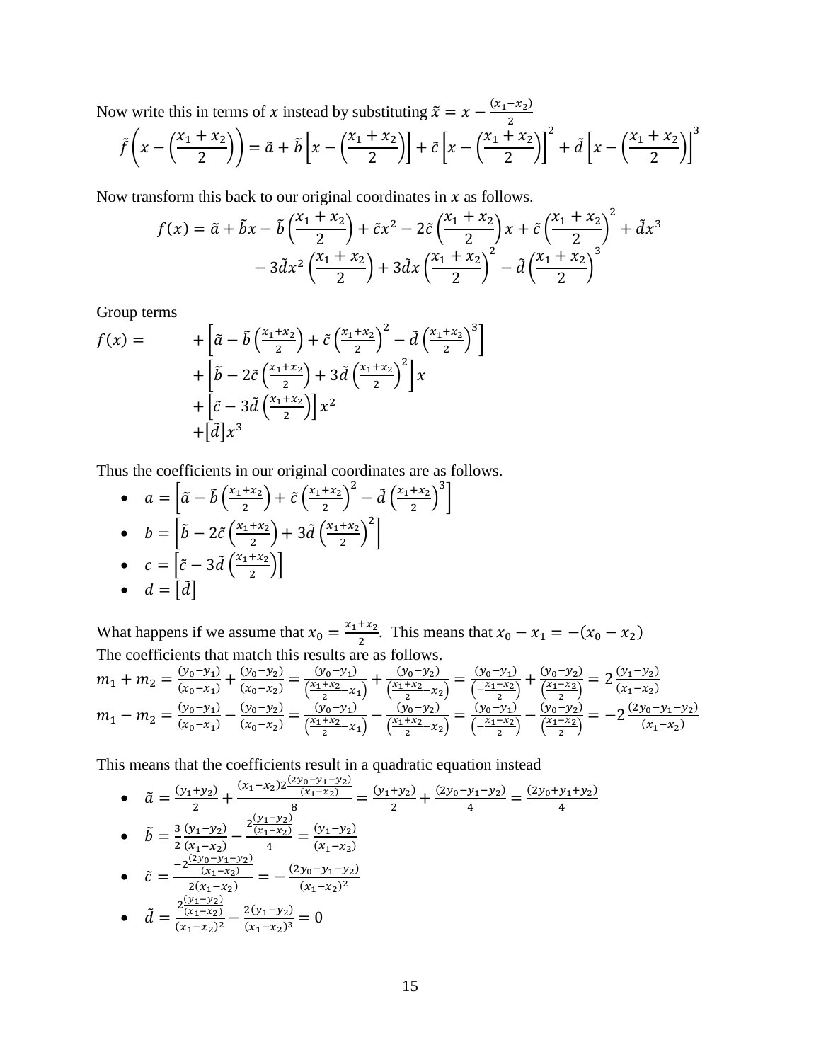Now write this in terms of $x$ instead by substituting $\tilde{x} = x - \frac{(x_1 - x_2)}{2}$

$$\tilde{f}\left(x - \left(\frac{x_1 + x_2}{2}\right)\right) = \tilde{a} + \tilde{b}\left[x - \left(\frac{x_1 + x_2}{2}\right)\right] + \tilde{c}\left[x - \left(\frac{x_1 + x_2}{2}\right)\right]^2 + \tilde{d}\left[x - \left(\frac{x_1 + x_2}{2}\right)\right]^3$$

Now transform this back to our original coordinates in $x$ as follows.

$$f(x) = \tilde{a} + \tilde{b}x - \tilde{b}\left(\frac{x_1 + x_2}{2}\right) + \tilde{c}x^2 - 2\tilde{c}\left(\frac{x_1 + x_2}{2}\right)x + \tilde{c}\left(\frac{x_1 + x_2}{2}\right)^2 + \tilde{d}x^3 - 3\tilde{d}x^2\left(\frac{x_1 + x_2}{2}\right) + 3\tilde{d}x\left(\frac{x_1 + x_2}{2}\right)^2 - \tilde{d}\left(\frac{x_1 + x_2}{2}\right)^3$$

Group terms

$$\begin{aligned} f(x) = \quad & + \left[\tilde{a} - \tilde{b}\left(\frac{x_1+x_2}{2}\right) + \tilde{c}\left(\frac{x_1+x_2}{2}\right)^2 - \tilde{d}\left(\frac{x_1+x_2}{2}\right)^3\right] \\ & + \left[\tilde{b} - 2\tilde{c}\left(\frac{x_1+x_2}{2}\right) + 3\tilde{d}\left(\frac{x_1+x_2}{2}\right)^2\right]x \\ & + \left[\tilde{c} - 3\tilde{d}\left(\frac{x_1+x_2}{2}\right)\right]x^2 \\ & + \left[\tilde{d}\right]x^3 \end{aligned}$$

Thus the coefficients in our original coordinates are as follows.

- $a = \left[\tilde{a} - \tilde{b}\left(\frac{x_1+x_2}{2}\right) + \tilde{c}\left(\frac{x_1+x_2}{2}\right)^2 - \tilde{d}\left(\frac{x_1+x_2}{2}\right)^3\right]$
- $b = \left[\tilde{b} - 2\tilde{c}\left(\frac{x_1+x_2}{2}\right) + 3\tilde{d}\left(\frac{x_1+x_2}{2}\right)^2\right]$
- $c = \left[\tilde{c} - 3\tilde{d}\left(\frac{x_1+x_2}{2}\right)\right]$
- $d = \left[\tilde{d}\right]$

What happens if we assume that $x_0 = \frac{x_1+x_2}{2}$. This means that $x_0 - x_1 = -(x_0 - x_2)$

The coefficients that match this results are as follows.

$$m_1 + m_2 = \frac{(y_0-y_1)}{(x_0-x_1)} + \frac{(y_0-y_2)}{(x_0-x_2)} = \frac{(y_0-y_1)}{\left(\frac{x_1+x_2}{2}-x_1\right)} + \frac{(y_0-y_2)}{\left(\frac{x_1+x_2}{2}-x_2\right)} = \frac{(y_0-y_1)}{\left(-\frac{x_1-x_2}{2}\right)} + \frac{(y_0-y_2)}{\left(\frac{x_1-x_2}{2}\right)} = 2\frac{(y_1-y_2)}{(x_1-x_2)}$$

$$m_1 - m_2 = \frac{(y_0-y_1)}{(x_0-x_1)} - \frac{(y_0-y_2)}{(x_0-x_2)} = \frac{(y_0-y_1)}{\left(\frac{x_1+x_2}{2}-x_1\right)} - \frac{(y_0-y_2)}{\left(\frac{x_1+x_2}{2}-x_2\right)} = \frac{(y_0-y_1)}{\left(-\frac{x_1-x_2}{2}\right)} - \frac{(y_0-y_2)}{\left(\frac{x_1-x_2}{2}\right)} = -2\frac{(2y_0-y_1-y_2)}{(x_1-x_2)}$$

This means that the coefficients result in a quadratic equation instead

- $\tilde{a} = \frac{(y_1+y_2)}{2} + \frac{(x_1-x_2)2\frac{(2y_0-y_1-y_2)}{(x_1-x_2)}}{8} = \frac{(y_1+y_2)}{2} + \frac{(2y_0-y_1-y_2)}{4} = \frac{(2y_0+y_1+y_2)}{4}$
- $\tilde{b} = \frac{3}{2}\frac{(y_1-y_2)}{(x_1-x_2)} - \frac{2\frac{(y_1-y_2)}{(x_1-x_2)}}{4} = \frac{(y_1-y_2)}{(x_1-x_2)}$
- $\tilde{c} = \frac{-2\frac{(2y_0-y_1-y_2)}{(x_1-x_2)}}{2(x_1-x_2)} = -\frac{(2y_0-y_1-y_2)}{(x_1-x_2)^2}$
- $\tilde{d} = \frac{2\frac{(y_1-y_2)}{(x_1-x_2)}}{(x_1-x_2)^2} - \frac{2(y_1-y_2)}{(x_1-x_2)^3} = 0$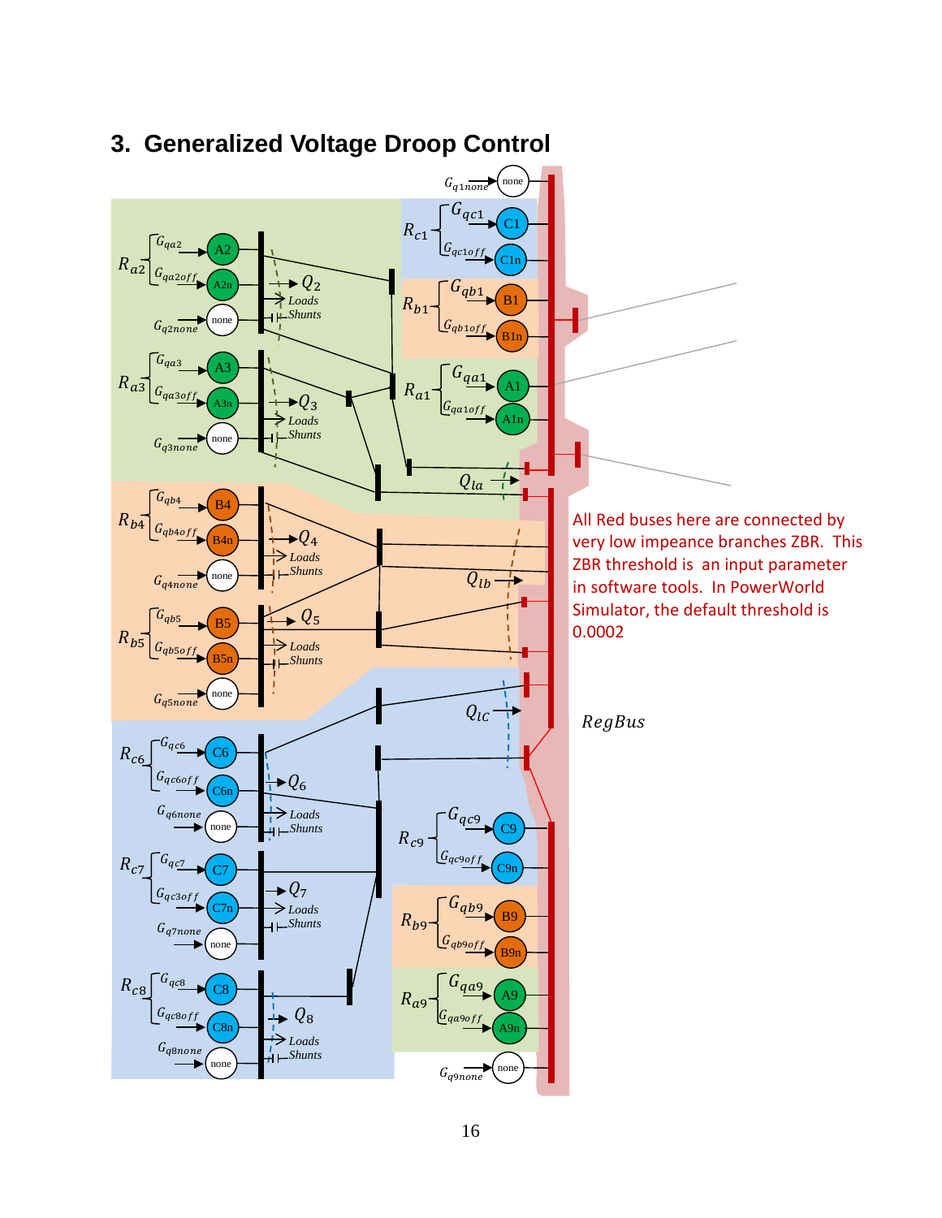## 3. Generalized Voltage Droop Control

All Red buses here are connected by very low impeance branches ZBR. This ZBR threshold is an input parameter in software tools. In PowerWorld Simulator, the default threshold is 0.0002

*RegBus*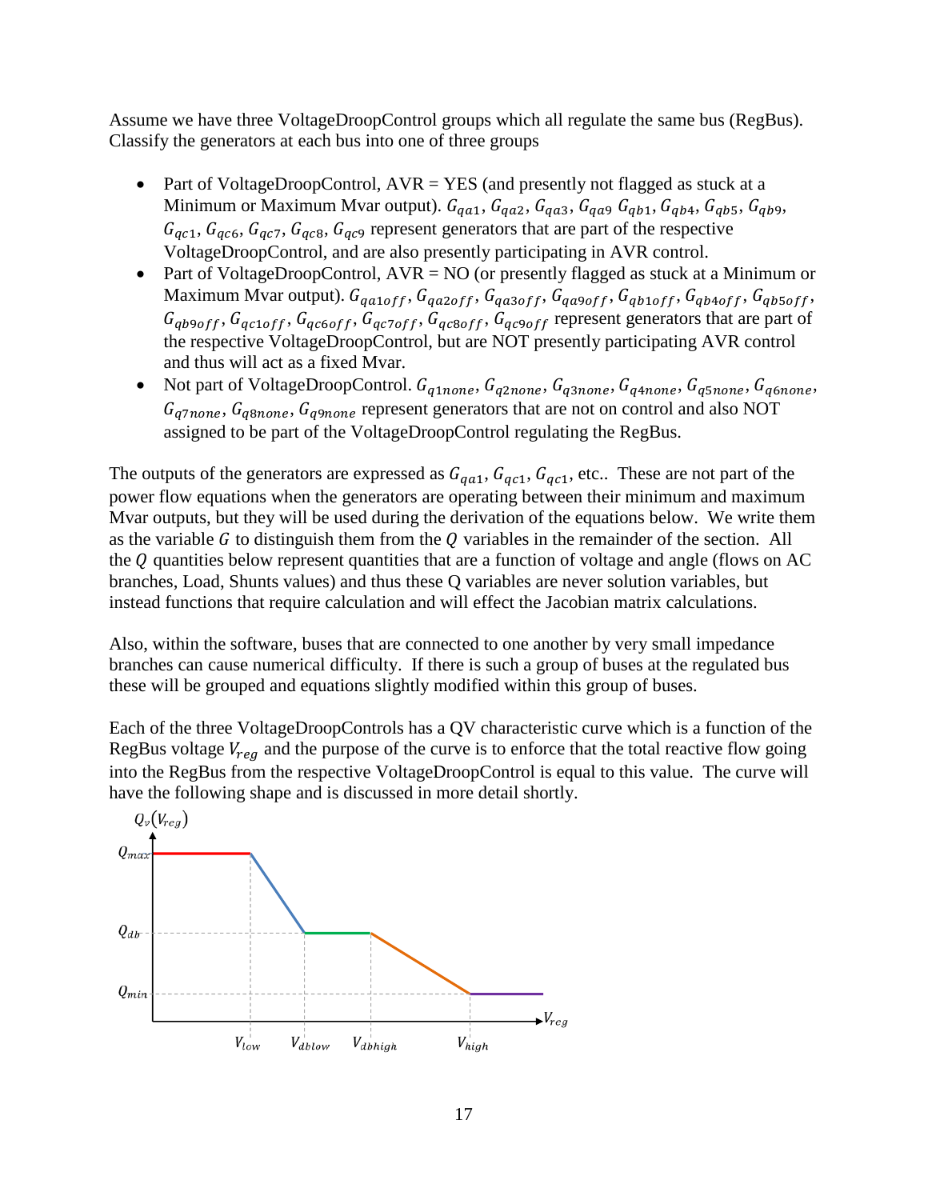Assume we have three VoltageDroopControl groups which all regulate the same bus (RegBus). Classify the generators at each bus into one of three groups

- Part of VoltageDroopControl, AVR = YES (and presently not flagged as stuck at a Minimum or Maximum Mvar output). $G_{qa1}$, $G_{qa2}$, $G_{qa3}$, $G_{qa9}$ $G_{qb1}$, $G_{qb4}$, $G_{qb5}$, $G_{qb9}$, $G_{qc1}$, $G_{qc6}$, $G_{qc7}$, $G_{qc8}$, $G_{qc9}$ represent generators that are part of the respective VoltageDroopControl, and are also presently participating in AVR control.
- Part of VoltageDroopControl, AVR = NO (or presently flagged as stuck at a Minimum or Maximum Mvar output). $G_{qa1off}$, $G_{qa2off}$, $G_{qa3off}$, $G_{qa9off}$, $G_{qb1off}$, $G_{qb4off}$, $G_{qb5off}$, $G_{qb9off}$, $G_{qc1off}$, $G_{qc6off}$, $G_{qc7off}$, $G_{qc8off}$, $G_{qc9off}$ represent generators that are part of the respective VoltageDroopControl, but are NOT presently participating AVR control and thus will act as a fixed Mvar.
- Not part of VoltageDroopControl. $G_{q1none}$, $G_{q2none}$, $G_{q3none}$, $G_{q4none}$, $G_{q5none}$, $G_{q6none}$, $G_{q7none}$, $G_{q8none}$, $G_{q9none}$ represent generators that are not on control and also NOT assigned to be part of the VoltageDroopControl regulating the RegBus.

The outputs of the generators are expressed as $G_{qa1}$, $G_{qc1}$, $G_{qc1}$, etc.. These are not part of the power flow equations when the generators are operating between their minimum and maximum Mvar outputs, but they will be used during the derivation of the equations below. We write them as the variable $G$ to distinguish them from the $Q$ variables in the remainder of the section. All the $Q$ quantities below represent quantities that are a function of voltage and angle (flows on AC branches, Load, Shunts values) and thus these Q variables are never solution variables, but instead functions that require calculation and will effect the Jacobian matrix calculations.

Also, within the software, buses that are connected to one another by very small impedance branches can cause numerical difficulty. If there is such a group of buses at the regulated bus these will be grouped and equations slightly modified within this group of buses.

Each of the three VoltageDroopControls has a QV characteristic curve which is a function of the RegBus voltage $V_{reg}$ and the purpose of the curve is to enforce that the total reactive flow going into the RegBus from the respective VoltageDroopControl is equal to this value. The curve will have the following shape and is discussed in more detail shortly.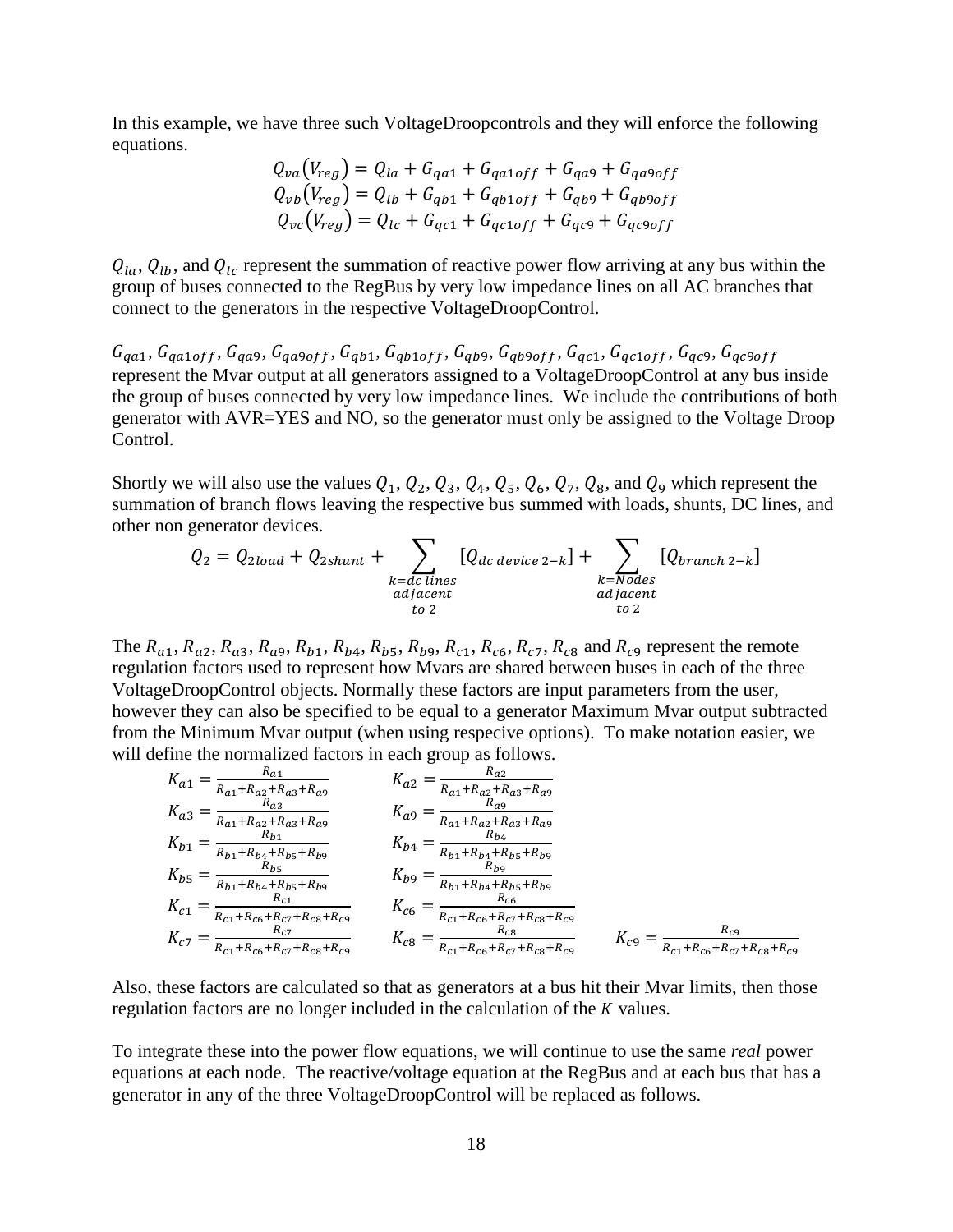In this example, we have three such VoltageDroopcontrols and they will enforce the following equations.

$$Q_{va}(V_{reg}) = Q_{la} + G_{qa1} + G_{qa1off} + G_{qa9} + G_{qa9off}$$
$$Q_{vb}(V_{reg}) = Q_{lb} + G_{qb1} + G_{qb1off} + G_{qb9} + G_{qb9off}$$
$$Q_{vc}(V_{reg}) = Q_{lc} + G_{qc1} + G_{qc1off} + G_{qc9} + G_{qc9off}$$

$Q_{la}$, $Q_{lb}$, and $Q_{lc}$ represent the summation of reactive power flow arriving at any bus within the group of buses connected to the RegBus by very low impedance lines on all AC branches that connect to the generators in the respective VoltageDroopControl.

$G_{qa1}$, $G_{qa1off}$, $G_{qa9}$, $G_{qa9off}$, $G_{qb1}$, $G_{qb1off}$, $G_{qb9}$, $G_{qb9off}$, $G_{qc1}$, $G_{qc1off}$, $G_{qc9}$, $G_{qc9off}$ represent the Mvar output at all generators assigned to a VoltageDroopControl at any bus inside the group of buses connected by very low impedance lines. We include the contributions of both generator with AVR=YES and NO, so the generator must only be assigned to the Voltage Droop Control.

Shortly we will also use the values $Q_1$, $Q_2$, $Q_3$, $Q_4$, $Q_5$, $Q_6$, $Q_7$, $Q_8$, and $Q_9$ which represent the summation of branch flows leaving the respective bus summed with loads, shunts, DC lines, and other non generator devices.

$$Q_2 = Q_{2load} + Q_{2shunt} + \sum_{\substack{k=dc\ lines \\ adjacent \\ to\ 2}} [Q_{dc\ device\ 2-k}] + \sum_{\substack{k=Nodes \\ adjacent \\ to\ 2}} [Q_{branch\ 2-k}]$$

The $R_{a1}$, $R_{a2}$, $R_{a3}$, $R_{a9}$, $R_{b1}$, $R_{b4}$, $R_{b5}$, $R_{b9}$, $R_{c1}$, $R_{c6}$, $R_{c7}$, $R_{c8}$ and $R_{c9}$ represent the remote regulation factors used to represent how Mvars are shared between buses in each of the three VoltageDroopControl objects. Normally these factors are input parameters from the user, however they can also be specified to be equal to a generator Maximum Mvar output subtracted from the Minimum Mvar output (when using respecive options). To make notation easier, we will define the normalized factors in each group as follows.

$$K_{a1} = \frac{R_{a1}}{R_{a1}+R_{a2}+R_{a3}+R_{a9}} \qquad K_{a2} = \frac{R_{a2}}{R_{a1}+R_{a2}+R_{a3}+R_{a9}}$$
$$K_{a3} = \frac{R_{a3}}{R_{a1}+R_{a2}+R_{a3}+R_{a9}} \qquad K_{a9} = \frac{R_{a9}}{R_{a1}+R_{a2}+R_{a3}+R_{a9}}$$
$$K_{b1} = \frac{R_{b1}}{R_{b1}+R_{b4}+R_{b5}+R_{b9}} \qquad K_{b4} = \frac{R_{b4}}{R_{b1}+R_{b4}+R_{b5}+R_{b9}}$$
$$K_{b5} = \frac{R_{b5}}{R_{b1}+R_{b4}+R_{b5}+R_{b9}} \qquad K_{b9} = \frac{R_{b9}}{R_{b1}+R_{b4}+R_{b5}+R_{b9}}$$
$$K_{c1} = \frac{R_{c1}}{R_{c1}+R_{c6}+R_{c7}+R_{c8}+R_{c9}} \qquad K_{c6} = \frac{R_{c6}}{R_{c1}+R_{c6}+R_{c7}+R_{c8}+R_{c9}}$$
$$K_{c7} = \frac{R_{c7}}{R_{c1}+R_{c6}+R_{c7}+R_{c8}+R_{c9}} \qquad K_{c8} = \frac{R_{c8}}{R_{c1}+R_{c6}+R_{c7}+R_{c8}+R_{c9}} \qquad K_{c9} = \frac{R_{c9}}{R_{c1}+R_{c6}+R_{c7}+R_{c8}+R_{c9}}$$

Also, these factors are calculated so that as generators at a bus hit their Mvar limits, then those regulation factors are no longer included in the calculation of the $K$ values.

To integrate these into the power flow equations, we will continue to use the same ***real*** power equations at each node. The reactive/voltage equation at the RegBus and at each bus that has a generator in any of the three VoltageDroopControl will be replaced as follows.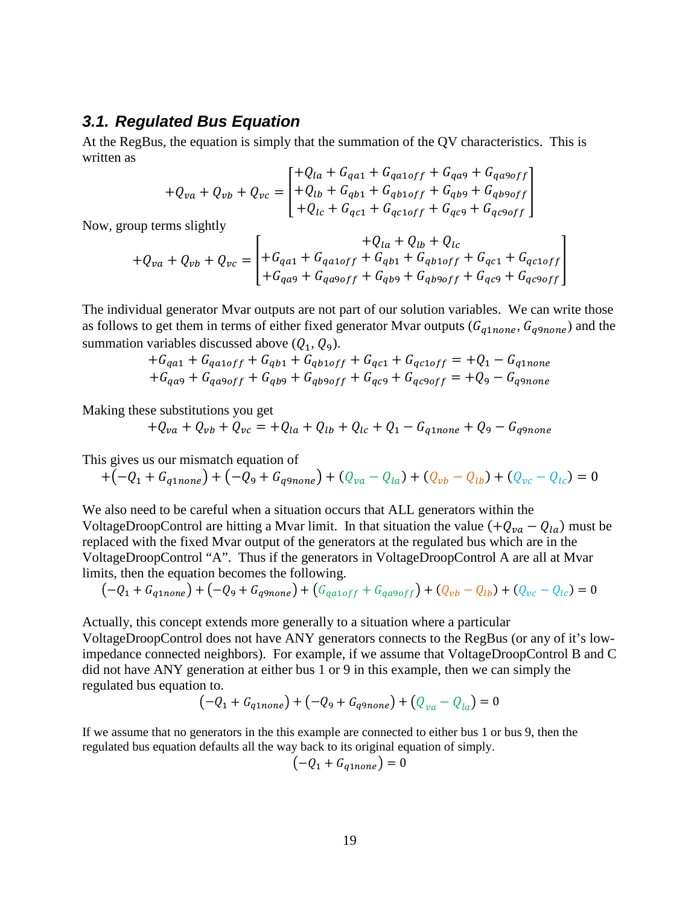### 3.1. Regulated Bus Equation

At the RegBus, the equation is simply that the summation of the QV characteristics. This is written as

$$+Q_{va}+Q_{vb}+Q_{vc}=\begin{bmatrix}+Q_{la}+G_{qa1}+G_{qa1off}+G_{qa9}+G_{qa9off}\\+Q_{lb}+G_{qb1}+G_{qb1off}+G_{qb9}+G_{qb9off}\\+Q_{lc}+G_{qc1}+G_{qc1off}+G_{qc9}+G_{qc9off}\end{bmatrix}$$

Now, group terms slightly

$$+Q_{va}+Q_{vb}+Q_{vc}=\begin{bmatrix}+Q_{la}+Q_{lb}+Q_{lc}\\+G_{qa1}+G_{qa1off}+G_{qb1}+G_{qb1off}+G_{qc1}+G_{qc1off}\\+G_{qa9}+G_{qa9off}+G_{qb9}+G_{qb9off}+G_{qc9}+G_{qc9off}\end{bmatrix}$$

The individual generator Mvar outputs are not part of our solution variables. We can write those as follows to get them in terms of either fixed generator Mvar outputs ($G_{q1none}, G_{q9none}$) and the summation variables discussed above ($Q_1, Q_9$).

$$+G_{qa1}+G_{qa1off}+G_{qb1}+G_{qb1off}+G_{qc1}+G_{qc1off}=+Q_1-G_{q1none}$$
$$+G_{qa9}+G_{qa9off}+G_{qb9}+G_{qb9off}+G_{qc9}+G_{qc9off}=+Q_9-G_{q9none}$$

Making these substitutions you get

$$+Q_{va}+Q_{vb}+Q_{vc}=+Q_{la}+Q_{lb}+Q_{lc}+Q_1-G_{q1none}+Q_9-G_{q9none}$$

This gives us our mismatch equation of

$$+(-Q_1+G_{q1none})+(-Q_9+G_{q9none})+(Q_{va}-Q_{la})+(Q_{vb}-Q_{lb})+(Q_{vc}-Q_{lc})=0$$

We also need to be careful when a situation occurs that ALL generators within the VoltageDroopControl are hitting a Mvar limit. In that situation the value $(+Q_{va}-Q_{la})$ must be replaced with the fixed Mvar output of the generators at the regulated bus which are in the VoltageDroopControl "A". Thus if the generators in VoltageDroopControl A are all at Mvar limits, then the equation becomes the following.

$$(-Q_1+G_{q1none})+(-Q_9+G_{q9none})+(G_{qa1off}+G_{qa9off})+(Q_{vb}-Q_{lb})+(Q_{vc}-Q_{lc})=0$$

Actually, this concept extends more generally to a situation where a particular VoltageDroopControl does not have ANY generators connects to the RegBus (or any of it's low-impedance connected neighbors). For example, if we assume that VoltageDroopControl B and C did not have ANY generation at either bus 1 or 9 in this example, then we can simply the regulated bus equation to.

$$(-Q_1+G_{q1none})+(-Q_9+G_{q9none})+(Q_{va}-Q_{la})=0$$

If we assume that no generators in the this example are connected to either bus 1 or bus 9, then the regulated bus equation defaults all the way back to its original equation of simply.

$$(-Q_1+G_{q1none})=0$$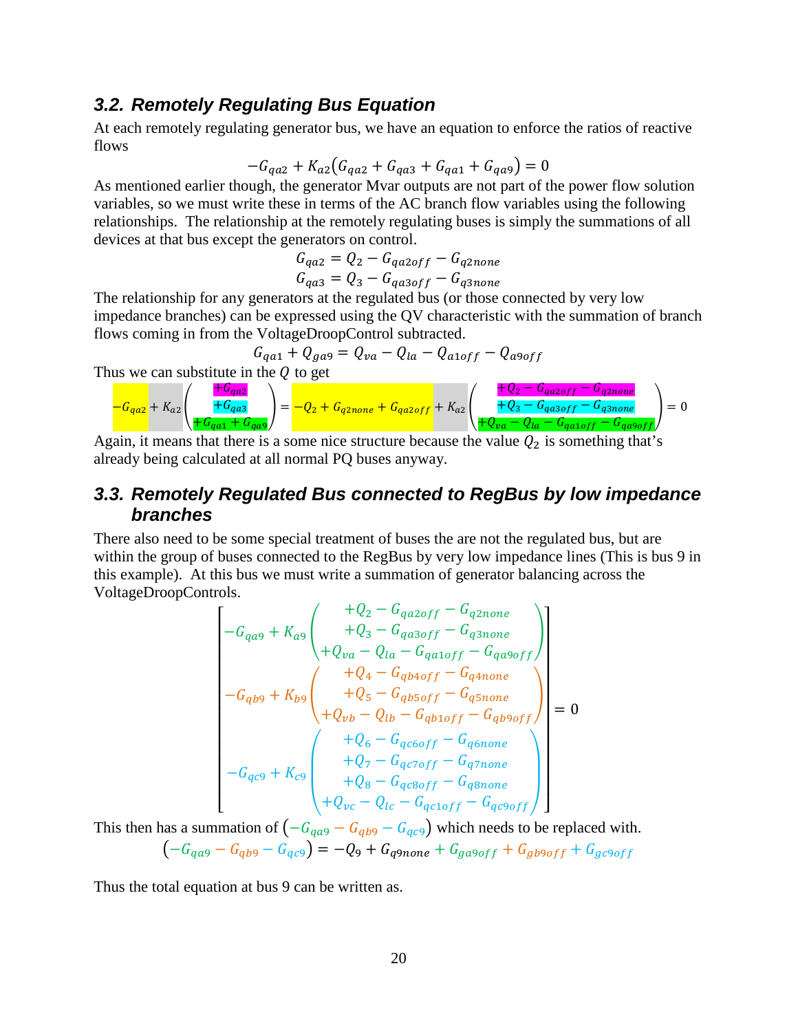### 3.2. Remotely Regulating Bus Equation

At each remotely regulating generator bus, we have an equation to enforce the ratios of reactive flows

$$-G_{qa2} + K_{a2}\left(G_{qa2} + G_{qa3} + G_{qa1} + G_{qa9}\right) = 0$$

As mentioned earlier though, the generator Mvar outputs are not part of the power flow solution variables, so we must write these in terms of the AC branch flow variables using the following relationships. The relationship at the remotely regulating buses is simply the summations of all devices at that bus except the generators on control.

$$G_{qa2} = Q_2 - G_{qa2off} - G_{q2none}$$
$$G_{qa3} = Q_3 - G_{qa3off} - G_{q3none}$$

The relationship for any generators at the regulated bus (or those connected by very low impedance branches) can be expressed using the QV characteristic with the summation of branch flows coming in from the VoltageDroopControl subtracted.

$$G_{qa1} + Q_{ga9} = Q_{va} - Q_{la} - Q_{a1off} - Q_{a9off}$$

Thus we can substitute in the $Q$ to get

$$-G_{qa2} + K_{a2}\begin{pmatrix} +G_{qa2} \\ +G_{qa3} \\ +G_{qa1} + G_{qa9} \end{pmatrix} = -Q_2 + G_{q2none} + G_{qa2off} + K_{a2}\begin{pmatrix} +Q_2 - G_{qa2off} - G_{q2none} \\ +Q_3 - G_{qa3off} - G_{q3none} \\ +Q_{va} - Q_{la} - G_{qa1off} - G_{qa9off} \end{pmatrix} = 0$$

Again, it means that there is a some nice structure because the value $Q_2$ is something that's already being calculated at all normal PQ buses anyway.

### 3.3. Remotely Regulated Bus connected to RegBus by low impedance branches

There also need to be some special treatment of buses the are not the regulated bus, but are within the group of buses connected to the RegBus by very low impedance lines (This is bus 9 in this example). At this bus we must write a summation of generator balancing across the VoltageDroopControls.

$$\begin{bmatrix} -G_{qa9} + K_{a9}\begin{pmatrix} +Q_2 - G_{qa2off} - G_{q2none} \\ +Q_3 - G_{qa3off} - G_{q3none} \\ +Q_{va} - Q_{la} - G_{qa1off} - G_{qa9off} \end{pmatrix} \\ -G_{qb9} + K_{b9}\begin{pmatrix} +Q_4 - G_{qb4off} - G_{q4none} \\ +Q_5 - G_{qb5off} - G_{q5none} \\ +Q_{vb} - Q_{lb} - G_{qb1off} - G_{qb9off} \end{pmatrix} \\ -G_{qc9} + K_{c9}\begin{pmatrix} +Q_6 - G_{qc6off} - G_{q6none} \\ +Q_7 - G_{qc7off} - G_{q7none} \\ +Q_8 - G_{qc8off} - G_{q8none} \\ +Q_{vc} - Q_{lc} - G_{qc1off} - G_{qc9off} \end{pmatrix} \end{bmatrix} = 0$$

This then has a summation of $\left(-G_{qa9} - G_{qb9} - G_{qc9}\right)$ which needs to be replaced with.

$$\left(-G_{qa9} - G_{qb9} - G_{qc9}\right) = -Q_9 + G_{q9none} + G_{ga9off} + G_{gb9off} + G_{gc9off}$$

Thus the total equation at bus 9 can be written as.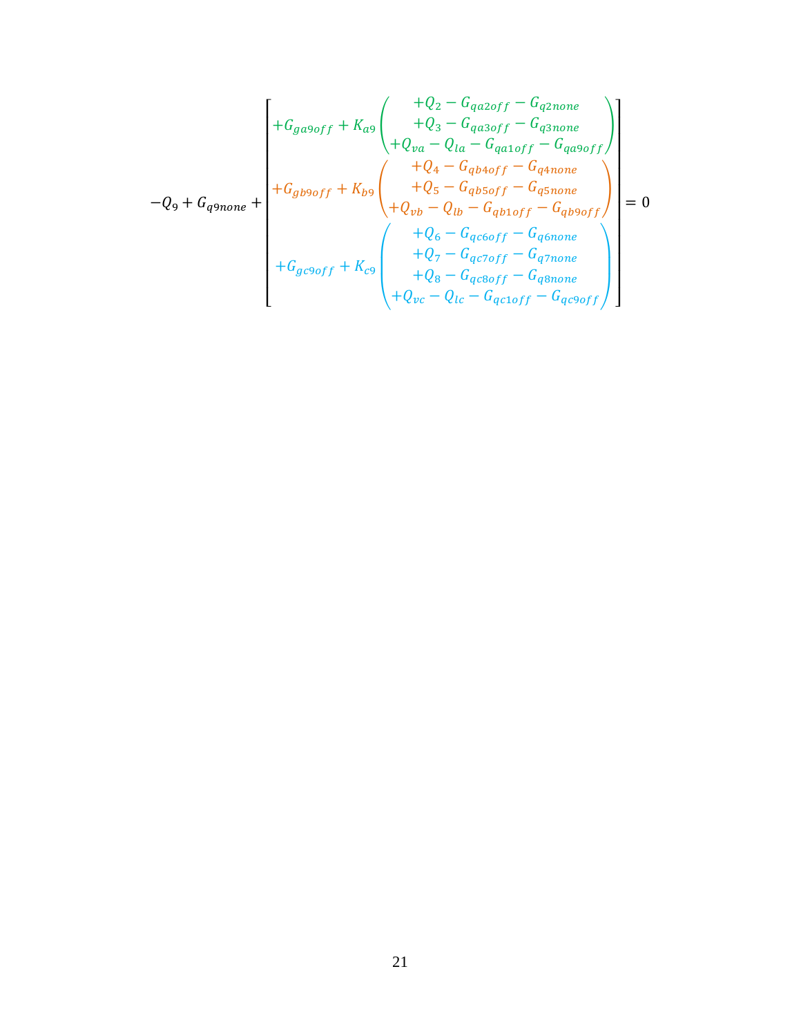$$
-Q_9 + G_{q9none} + \begin{bmatrix} +G_{ga9off} + K_{a9}\begin{pmatrix} +Q_2 - G_{qa2off} - G_{q2none} \\ +Q_3 - G_{qa3off} - G_{q3none} \\ +Q_{va} - Q_{la} - G_{qa1off} - G_{qa9off} \end{pmatrix} \\ +G_{gb9off} + K_{b9}\begin{pmatrix} +Q_4 - G_{qb4off} - G_{q4none} \\ +Q_5 - G_{qb5off} - G_{q5none} \\ +Q_{vb} - Q_{lb} - G_{qb1off} - G_{qb9off} \end{pmatrix} \\ +G_{gc9off} + K_{c9}\begin{pmatrix} +Q_6 - G_{qc6off} - G_{q6none} \\ +Q_7 - G_{qc7off} - G_{q7none} \\ +Q_8 - G_{qc8off} - G_{q8none} \\ +Q_{vc} - Q_{lc} - G_{qc1off} - G_{qc9off} \end{pmatrix} \end{bmatrix} = 0
$$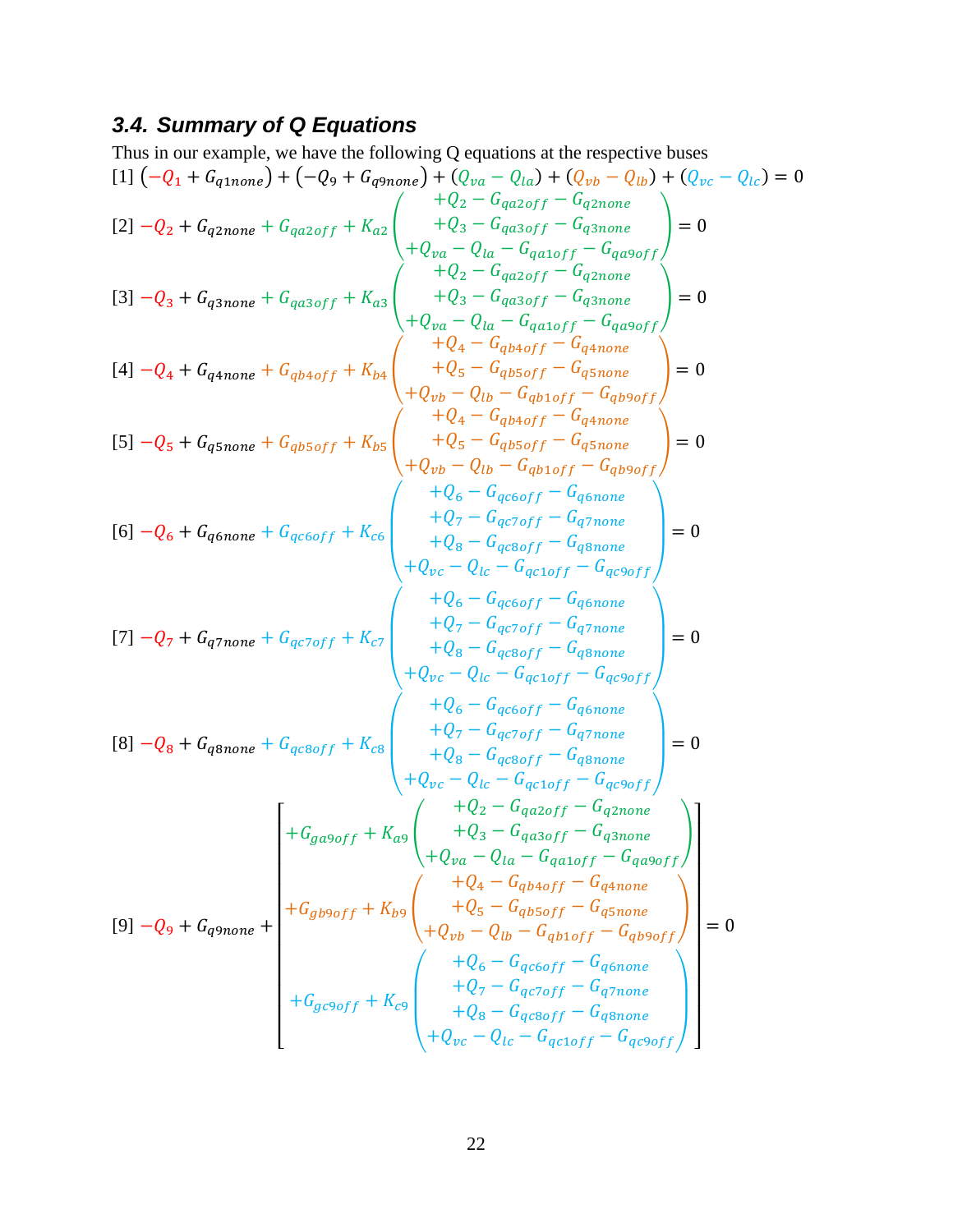### 3.4. Summary of Q Equations

Thus in our example, we have the following Q equations at the respective buses

$$[1]\ \left(-Q_1 + G_{q1none}\right) + \left(-Q_9 + G_{q9none}\right) + \left(Q_{va} - Q_{la}\right) + \left(Q_{vb} - Q_{lb}\right) + \left(Q_{vc} - Q_{lc}\right) = 0$$

$$[2]\ -Q_2 + G_{q2none} + G_{qa2off} + K_{a2}\begin{pmatrix} +Q_2 - G_{qa2off} - G_{q2none} \\ +Q_3 - G_{qa3off} - G_{q3none} \\ +Q_{va} - Q_{la} - G_{qa1off} - G_{qa9off} \end{pmatrix} = 0$$

$$[3]\ -Q_3 + G_{q3none} + G_{qa3off} + K_{a3}\begin{pmatrix} +Q_2 - G_{qa2off} - G_{q2none} \\ +Q_3 - G_{qa3off} - G_{q3none} \\ +Q_{va} - Q_{la} - G_{qa1off} - G_{qa9off} \end{pmatrix} = 0$$

$$[4]\ -Q_4 + G_{q4none} + G_{qb4off} + K_{b4}\begin{pmatrix} +Q_4 - G_{qb4off} - G_{q4none} \\ +Q_5 - G_{qb5off} - G_{q5none} \\ +Q_{vb} - Q_{lb} - G_{qb1off} - G_{qb9off} \end{pmatrix} = 0$$

$$[5]\ -Q_5 + G_{q5none} + G_{qb5off} + K_{b5}\begin{pmatrix} +Q_4 - G_{qb4off} - G_{q4none} \\ +Q_5 - G_{qb5off} - G_{q5none} \\ +Q_{vb} - Q_{lb} - G_{qb1off} - G_{qb9off} \end{pmatrix} = 0$$

$$[6]\ -Q_6 + G_{q6none} + G_{qc6off} + K_{c6}\begin{pmatrix} +Q_6 - G_{qc6off} - G_{q6none} \\ +Q_7 - G_{qc7off} - G_{q7none} \\ +Q_8 - G_{qc8off} - G_{q8none} \\ +Q_{vc} - Q_{lc} - G_{qc1off} - G_{qc9off} \end{pmatrix} = 0$$

$$[7]\ -Q_7 + G_{q7none} + G_{qc7off} + K_{c7}\begin{pmatrix} +Q_6 - G_{qc6off} - G_{q6none} \\ +Q_7 - G_{qc7off} - G_{q7none} \\ +Q_8 - G_{qc8off} - G_{q8none} \\ +Q_{vc} - Q_{lc} - G_{qc1off} - G_{qc9off} \end{pmatrix} = 0$$

$$[8]\ -Q_8 + G_{q8none} + G_{qc8off} + K_{c8}\begin{pmatrix} +Q_6 - G_{qc6off} - G_{q6none} \\ +Q_7 - G_{qc7off} - G_{q7none} \\ +Q_8 - G_{qc8off} - G_{q8none} \\ +Q_{vc} - Q_{lc} - G_{qc1off} - G_{qc9off} \end{pmatrix} = 0$$

$$[9]\ -Q_9 + G_{q9none} + \left[\begin{array}{l} +G_{ga9off} + K_{a9}\begin{pmatrix} +Q_2 - G_{qa2off} - G_{q2none} \\ +Q_3 - G_{qa3off} - G_{q3none} \\ +Q_{va} - Q_{la} - G_{qa1off} - G_{qa9off} \end{pmatrix} \\ +G_{gb9off} + K_{b9}\begin{pmatrix} +Q_4 - G_{qb4off} - G_{q4none} \\ +Q_5 - G_{qb5off} - G_{q5none} \\ +Q_{vb} - Q_{lb} - G_{qb1off} - G_{qb9off} \end{pmatrix} \\ +G_{gc9off} + K_{c9}\begin{pmatrix} +Q_6 - G_{qc6off} - G_{q6none} \\ +Q_7 - G_{qc7off} - G_{q7none} \\ +Q_8 - G_{qc8off} - G_{q8none} \\ +Q_{vc} - Q_{lc} - G_{qc1off} - G_{qc9off} \end{pmatrix} \end{array}\right] = 0$$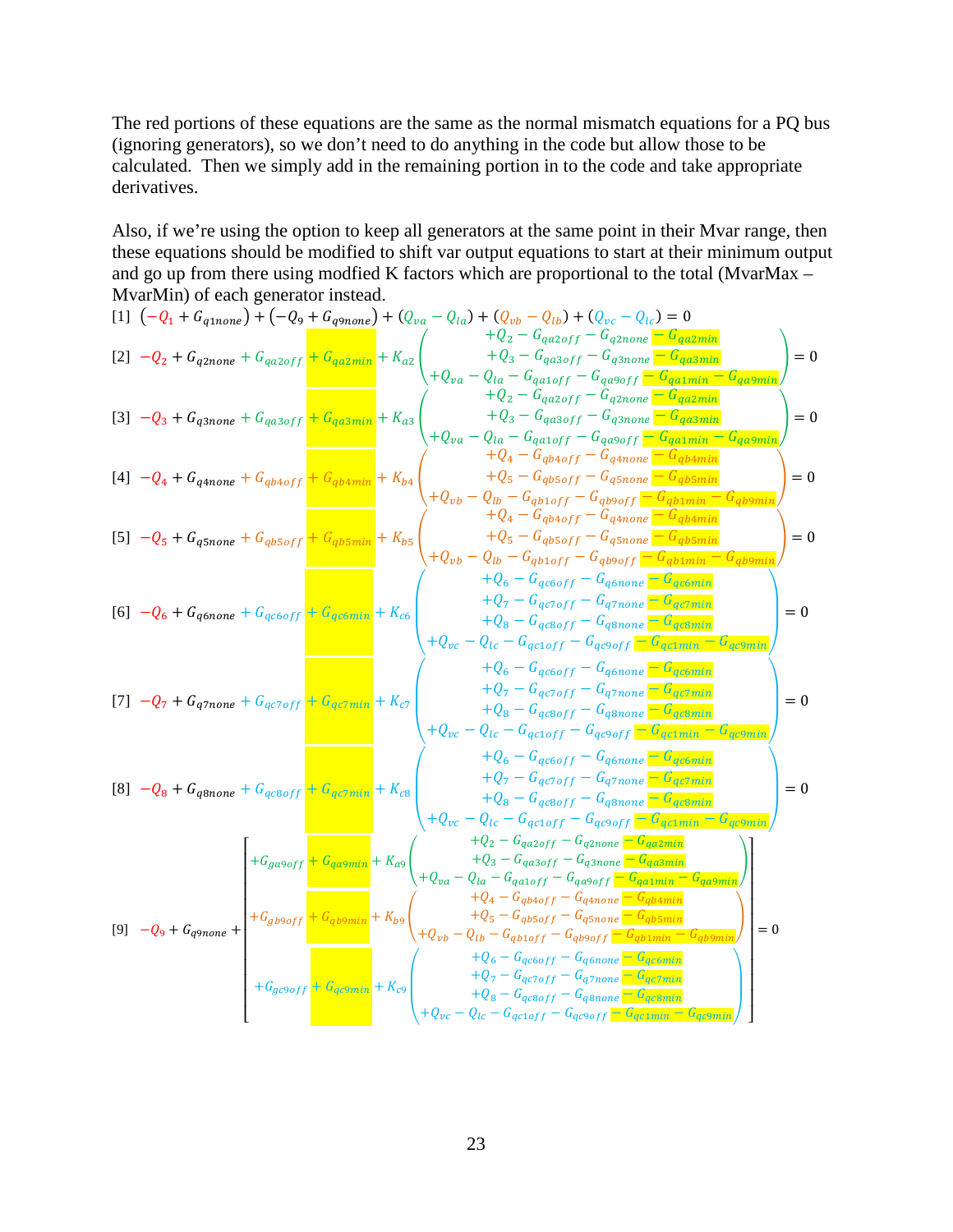The red portions of these equations are the same as the normal mismatch equations for a PQ bus (ignoring generators), so we don't need to do anything in the code but allow those to be calculated. Then we simply add in the remaining portion in to the code and take appropriate derivatives.

Also, if we're using the option to keep all generators at the same point in their Mvar range, then these equations should be modified to shift var output equations to start at their minimum output and go up from there using modfied K factors which are proportional to the total (MvarMax – MvarMin) of each generator instead.

[1] $\left(-Q_1 + G_{q1none}\right) + \left(-Q_9 + G_{q9none}\right) + \left(Q_{va} - Q_{la}\right) + \left(Q_{vb} - Q_{lb}\right) + \left(Q_{vc} - Q_{lc}\right) = 0$

[2] $$-Q_2 + G_{q2none} + G_{qa2off} + G_{qa2min} + K_{a2}\begin{pmatrix} +Q_2 - G_{qa2off} - G_{q2none} - G_{qa2min} \\ +Q_3 - G_{qa3off} - G_{q3none} - G_{qa3min} \\ +Q_{va} - Q_{la} - G_{qa1off} - G_{qa9off} - G_{qa1min} - G_{qa9min} \end{pmatrix} = 0$$

[3] $$-Q_3 + G_{q3none} + G_{qa3off} + G_{qa3min} + K_{a3}\begin{pmatrix} +Q_2 - G_{qa2off} - G_{q2none} - G_{qa2min} \\ +Q_3 - G_{qa3off} - G_{q3none} - G_{qa3min} \\ +Q_{va} - Q_{la} - G_{qa1off} - G_{qa9off} - G_{qa1min} - G_{qa9min} \end{pmatrix} = 0$$

[4] $$-Q_4 + G_{q4none} + G_{qb4off} + G_{qb4min} + K_{b4}\begin{pmatrix} +Q_4 - G_{qb4off} - G_{q4none} - G_{qb4min} \\ +Q_5 - G_{qb5off} - G_{q5none} - G_{qb5min} \\ +Q_{vb} - Q_{lb} - G_{qb1off} - G_{qb9off} - G_{qb1min} - G_{qb9min} \end{pmatrix} = 0$$

[5] $$-Q_5 + G_{q5none} + G_{qb5off} + G_{qb5min} + K_{b5}\begin{pmatrix} +Q_4 - G_{qb4off} - G_{q4none} - G_{qb4min} \\ +Q_5 - G_{qb5off} - G_{q5none} - G_{qb5min} \\ +Q_{vb} - Q_{lb} - G_{qb1off} - G_{qb9off} - G_{qb1min} - G_{qb9min} \end{pmatrix} = 0$$

[6] $$-Q_6 + G_{q6none} + G_{qc6off} + G_{qc6min} + K_{c6}\begin{pmatrix} +Q_6 - G_{qc6off} - G_{q6none} - G_{qc6min} \\ +Q_7 - G_{qc7off} - G_{q7none} - G_{qc7min} \\ +Q_8 - G_{qc8off} - G_{q8none} - G_{qc8min} \\ +Q_{vc} - Q_{lc} - G_{qc1off} - G_{qc9off} - G_{qc1min} - G_{qc9min} \end{pmatrix} = 0$$

[7] $$-Q_7 + G_{q7none} + G_{qc7off} + G_{qc7min} + K_{c7}\begin{pmatrix} +Q_6 - G_{qc6off} - G_{q6none} - G_{qc6min} \\ +Q_7 - G_{qc7off} - G_{q7none} - G_{qc7min} \\ +Q_8 - G_{qc8off} - G_{q8none} - G_{qc8min} \\ +Q_{vc} - Q_{lc} - G_{qc1off} - G_{qc9off} - G_{qc1min} - G_{qc9min} \end{pmatrix} = 0$$

[8] $$-Q_8 + G_{q8none} + G_{qc8off} + G_{qc7min} + K_{c8}\begin{pmatrix} +Q_6 - G_{qc6off} - G_{q6none} - G_{qc6min} \\ +Q_7 - G_{qc7off} - G_{q7none} - G_{qc7min} \\ +Q_8 - G_{qc8off} - G_{q8none} - G_{qc8min} \\ +Q_{vc} - Q_{lc} - G_{qc1off} - G_{qc9off} - G_{qc1min} - G_{qc9min} \end{pmatrix} = 0$$

[9] $$-Q_9 + G_{q9none} + \begin{bmatrix} +G_{qa9off} + G_{qa9min} + K_{a9}\begin{pmatrix} +Q_2 - G_{qa2off} - G_{q2none} - G_{qa2min} \\ +Q_3 - G_{qa3off} - G_{q3none} - G_{qa3min} \\ +Q_{va} - Q_{la} - G_{qa1off} - G_{qa9off} - G_{qa1min} - G_{qa9min} \end{pmatrix} \\ +G_{qb9off} + G_{qb9min} + K_{b9}\begin{pmatrix} +Q_4 - G_{qb4off} - G_{q4none} - G_{qb4min} \\ +Q_5 - G_{qb5off} - G_{q5none} - G_{qb5min} \\ +Q_{vb} - Q_{lb} - G_{qb1off} - G_{qb9off} - G_{qb1min} - G_{qb9min} \end{pmatrix} \\ +G_{qc9off} + G_{qc9min} + K_{c9}\begin{pmatrix} +Q_6 - G_{qc6off} - G_{q6none} - G_{qc6min} \\ +Q_7 - G_{qc7off} - G_{q7none} - G_{qc7min} \\ +Q_8 - G_{qc8off} - G_{q8none} - G_{qc8min} \\ +Q_{vc} - Q_{lc} - G_{qc1off} - G_{qc9off} - G_{qc1min} - G_{qc9min} \end{pmatrix} \end{bmatrix} = 0$$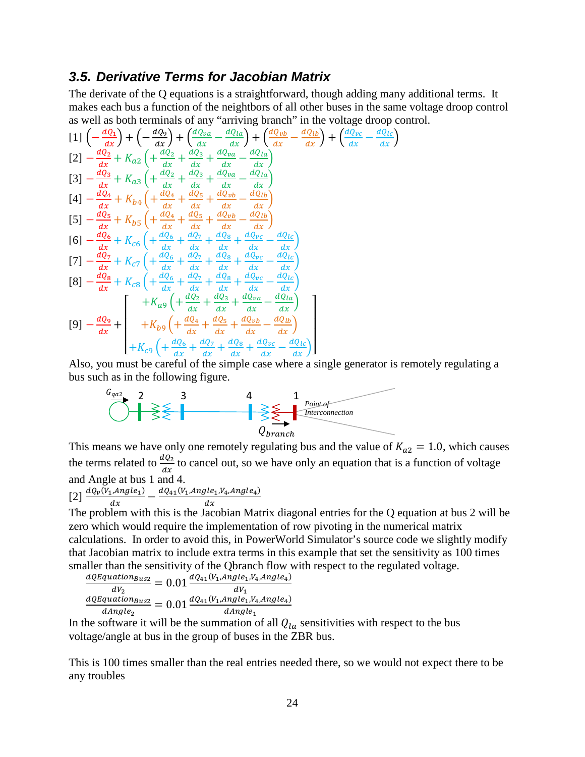### 3.5. Derivative Terms for Jacobian Matrix

The derivate of the Q equations is a straightforward, though adding many additional terms. It makes each bus a function of the neighbors of all other buses in the same voltage droop control as well as both terminals of any "arriving branch" in the voltage droop control.

[1] $\left(-\frac{dQ_1}{dx}\right) + \left(-\frac{dQ_9}{dx}\right) + \left(\frac{dQ_{va}}{dx} - \frac{dQ_{la}}{dx}\right) + \left(\frac{dQ_{vb}}{dx} - \frac{dQ_{lb}}{dx}\right) + \left(\frac{dQ_{vc}}{dx} - \frac{dQ_{lc}}{dx}\right)$

[2] $-\frac{dQ_2}{dx} + K_{a2}\left(+\frac{dQ_2}{dx} + \frac{dQ_3}{dx} + \frac{dQ_{va}}{dx} - \frac{dQ_{la}}{dx}\right)$

[3] $-\frac{dQ_3}{dx} + K_{a3}\left(+\frac{dQ_2}{dx} + \frac{dQ_3}{dx} + \frac{dQ_{va}}{dx} - \frac{dQ_{la}}{dx}\right)$

[4] $-\frac{dQ_4}{dx} + K_{b4}\left(+\frac{dQ_4}{dx} + \frac{dQ_5}{dx} + \frac{dQ_{vb}}{dx} - \frac{dQ_{lb}}{dx}\right)$

[5] $-\frac{dQ_5}{dx} + K_{b5}\left(+\frac{dQ_4}{dx} + \frac{dQ_5}{dx} + \frac{dQ_{vb}}{dx} - \frac{dQ_{lb}}{dx}\right)$

[6] $-\frac{dQ_6}{dx} + K_{c6}\left(+\frac{dQ_6}{dx} + \frac{dQ_7}{dx} + \frac{dQ_8}{dx} + \frac{dQ_{vc}}{dx} - \frac{dQ_{lc}}{dx}\right)$

[7] $-\frac{dQ_7}{dx} + K_{c7}\left(+\frac{dQ_6}{dx} + \frac{dQ_7}{dx} + \frac{dQ_8}{dx} + \frac{dQ_{vc}}{dx} - \frac{dQ_{lc}}{dx}\right)$

[8] $-\frac{dQ_8}{dx} + K_{c8}\left(+\frac{dQ_6}{dx} + \frac{dQ_7}{dx} + \frac{dQ_8}{dx} + \frac{dQ_{vc}}{dx} - \frac{dQ_{lc}}{dx}\right)$

[9] $$-\frac{dQ_9}{dx} + \begin{bmatrix} +K_{a9}\left(+\frac{dQ_2}{dx} + \frac{dQ_3}{dx} + \frac{dQ_{va}}{dx} - \frac{dQ_{la}}{dx}\right) \\ +K_{b9}\left(+\frac{dQ_4}{dx} + \frac{dQ_5}{dx} + \frac{dQ_{vb}}{dx} - \frac{dQ_{lb}}{dx}\right) \\ +K_{c9}\left(+\frac{dQ_6}{dx} + \frac{dQ_7}{dx} + \frac{dQ_8}{dx} + \frac{dQ_{vc}}{dx} - \frac{dQ_{lc}}{dx}\right) \end{bmatrix}$$

Also, you must be careful of the simple case where a single generator is remotely regulating a bus such as in the following figure.

$G_{qa2}$ 2 3 4 1 Point of Interconnection $Q_{branch}$

This means we have only one remotely regulating bus and the value of $K_{a2} = 1.0$, which causes the terms related to $\frac{dQ_2}{dx}$ to cancel out, so we have only an equation that is a function of voltage and Angle at bus 1 and 4.

[2] $\frac{dQ_v(V_1, Angle_1)}{dx} - \frac{dQ_{41}(V_1, Angle_1, V_4, Angle_4)}{dx}$

The problem with this is the Jacobian Matrix diagonal entries for the Q equation at bus 2 will be zero which would require the implementation of row pivoting in the numerical matrix calculations. In order to avoid this, in PowerWorld Simulator's source code we slightly modify that Jacobian matrix to include extra terms in this example that set the sensitivity as 100 times smaller than the sensitivity of the Qbranch flow with respect to the regulated voltage.

$$\frac{dQEquation_{Bus2}}{dV_2} = 0.01\frac{dQ_{41}(V_1, Angle_1, V_4, Angle_4)}{dV_1}$$

$$\frac{dQEquation_{Bus2}}{dAngle_2} = 0.01\frac{dQ_{41}(V_1, Angle_1, V_4, Angle_4)}{dAngle_1}$$

In the software it will be the summation of all $Q_{la}$ sensitivities with respect to the bus voltage/angle at bus in the group of buses in the ZBR bus.

This is 100 times smaller than the real entries needed there, so we would not expect there to be any troubles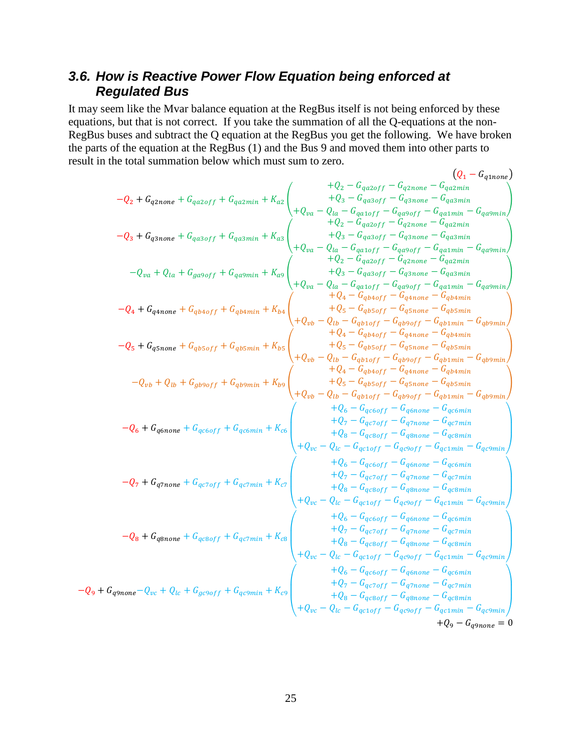### 3.6. How is Reactive Power Flow Equation being enforced at Regulated Bus

It may seem like the Mvar balance equation at the RegBus itself is not being enforced by these equations, but that is not correct. If you take the summation of all the Q-equations at the non-RegBus buses and subtract the Q equation at the RegBus you get the following. We have broken the parts of the equation at the RegBus (1) and the Bus 9 and moved them into other parts to result in the total summation below which must sum to zero.

$$
\begin{aligned}
& \left(Q_1 - G_{q1none}\right) \\
& -Q_2 + G_{q2none} + G_{qa2off} + G_{qa2min} + K_{a2}\begin{pmatrix} +Q_2 - G_{qa2off} - G_{q2none} - G_{qa2min} \\ +Q_3 - G_{qa3off} - G_{q3none} - G_{qa3min} \\ +Q_{va} - Q_{la} - G_{qa1off} - G_{qa9off} - G_{qa1min} - G_{qa9min} \end{pmatrix} \\
& -Q_3 + G_{q3none} + G_{qa3off} + G_{qa3min} + K_{a3}\begin{pmatrix} +Q_2 - G_{qa2off} - G_{q2none} - G_{qa2min} \\ +Q_3 - G_{qa3off} - G_{q3none} - G_{qa3min} \\ +Q_{va} - Q_{la} - G_{qa1off} - G_{qa9off} - G_{qa1min} - G_{qa9min} \end{pmatrix} \\
& -Q_{va} + Q_{la} + G_{ga9off} + G_{qa9min} + K_{a9}\begin{pmatrix} +Q_2 - G_{qa2off} - G_{q2none} - G_{qa2min} \\ +Q_3 - G_{qa3off} - G_{q3none} - G_{qa3min} \\ +Q_{va} - Q_{la} - G_{qa1off} - G_{qa9off} - G_{qa1min} - G_{qa9min} \end{pmatrix} \\
& -Q_4 + G_{q4none} + G_{qb4off} + G_{qb4min} + K_{b4}\begin{pmatrix} +Q_4 - G_{qb4off} - G_{q4none} - G_{qb4min} \\ +Q_5 - G_{qb5off} - G_{q5none} - G_{qb5min} \\ +Q_{vb} - Q_{lb} - G_{qb1off} - G_{qb9off} - G_{qb1min} - G_{qb9min} \end{pmatrix} \\
& -Q_5 + G_{q5none} + G_{qb5off} + G_{qb5min} + K_{b5}\begin{pmatrix} +Q_4 - G_{qb4off} - G_{q4none} - G_{qb4min} \\ +Q_5 - G_{qb5off} - G_{q5none} - G_{qb5min} \\ +Q_{vb} - Q_{lb} - G_{qb1off} - G_{qb9off} - G_{qb1min} - G_{qb9min} \end{pmatrix} \\
& -Q_{vb} + Q_{lb} + G_{gb9off} + G_{qb9min} + K_{b9}\begin{pmatrix} +Q_4 - G_{qb4off} - G_{q4none} - G_{qb4min} \\ +Q_5 - G_{qb5off} - G_{q5none} - G_{qb5min} \\ +Q_{vb} - Q_{lb} - G_{qb1off} - G_{qb9off} - G_{qb1min} - G_{qb9min} \end{pmatrix} \\
& -Q_6 + G_{q6none} + G_{qc6off} + G_{qc6min} + K_{c6}\begin{pmatrix} +Q_6 - G_{qc6off} - G_{q6none} - G_{qc6min} \\ +Q_7 - G_{qc7off} - G_{q7none} - G_{qc7min} \\ +Q_8 - G_{qc8off} - G_{q8none} - G_{qc8min} \\ +Q_{vc} - Q_{lc} - G_{qc1off} - G_{qc9off} - G_{qc1min} - G_{qc9min} \end{pmatrix} \\
& -Q_7 + G_{q7none} + G_{qc7off} + G_{qc7min} + K_{c7}\begin{pmatrix} +Q_6 - G_{qc6off} - G_{q6none} - G_{qc6min} \\ +Q_7 - G_{qc7off} - G_{q7none} - G_{qc7min} \\ +Q_8 - G_{qc8off} - G_{q8none} - G_{qc8min} \\ +Q_{vc} - Q_{lc} - G_{qc1off} - G_{qc9off} - G_{qc1min} - G_{qc9min} \end{pmatrix} \\
& -Q_8 + G_{q8none} + G_{qc8off} + G_{qc7min} + K_{c8}\begin{pmatrix} +Q_6 - G_{qc6off} - G_{q6none} - G_{qc6min} \\ +Q_7 - G_{qc7off} - G_{q7none} - G_{qc7min} \\ +Q_8 - G_{qc8off} - G_{q8none} - G_{qc8min} \\ +Q_{vc} - Q_{lc} - G_{qc1off} - G_{qc9off} - G_{qc1min} - G_{qc9min} \end{pmatrix} \\
& -Q_9 + G_{q9none} - Q_{vc} + Q_{lc} + G_{gc9off} + G_{qc9min} + K_{c9}\begin{pmatrix} +Q_6 - G_{qc6off} - G_{q6none} - G_{qc6min} \\ +Q_7 - G_{qc7off} - G_{q7none} - G_{qc7min} \\ +Q_8 - G_{qc8off} - G_{q8none} - G_{qc8min} \\ +Q_{vc} - Q_{lc} - G_{qc1off} - G_{qc9off} - G_{qc1min} - G_{qc9min} \end{pmatrix} \\
& +Q_9 - G_{q9none} = 0
\end{aligned}
$$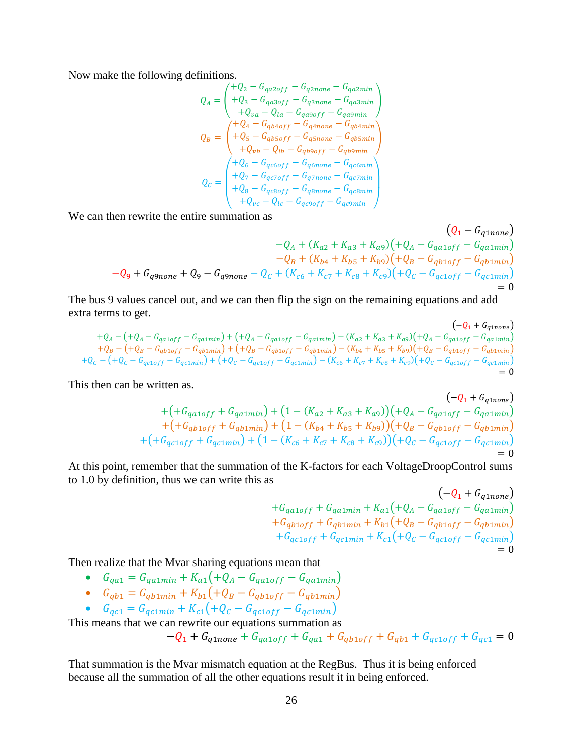Now make the following definitions.

$$Q_A = \begin{pmatrix} +Q_2 - G_{qa2off} - G_{q2none} - G_{qa2min} \\ +Q_3 - G_{qa3off} - G_{q3none} - G_{qa3min} \\ +Q_{va} - Q_{la} - G_{qa9off} - G_{qa9min} \end{pmatrix}$$

$$Q_B = \begin{pmatrix} +Q_4 - G_{qb4off} - G_{q4none} - G_{qb4min} \\ +Q_5 - G_{qb5off} - G_{q5none} - G_{qb5min} \\ +Q_{vb} - Q_{lb} - G_{qb9off} - G_{qb9min} \end{pmatrix}$$

$$Q_C = \begin{pmatrix} +Q_6 - G_{qc6off} - G_{q6none} - G_{qc6min} \\ +Q_7 - G_{qc7off} - G_{q7none} - G_{qc7min} \\ +Q_8 - G_{qc8off} - G_{q8none} - G_{qc8min} \\ +Q_{vc} - Q_{lc} - G_{qc9off} - G_{qc9min} \end{pmatrix}$$

We can then rewrite the entire summation as

$$\begin{aligned}
&(Q_1 - G_{q1none}) \\
&-Q_A + (K_{a2} + K_{a3} + K_{a9})(+Q_A - G_{qa1off} - G_{qa1min}) \\
&-Q_B + (K_{b4} + K_{b5} + K_{b9})(+Q_B - G_{qb1off} - G_{qb1min}) \\
&-Q_9 + G_{q9none} + Q_9 - G_{q9none} - Q_C + (K_{c6} + K_{c7} + K_{c8} + K_{c9})(+Q_C - G_{qc1off} - G_{qc1min}) \\
&= 0
\end{aligned}$$

The bus 9 values cancel out, and we can then flip the sign on the remaining equations and add extra terms to get.

$$\begin{aligned}
&(-Q_1 + G_{q1none}) \\
&+Q_A - (+Q_A - G_{qa1off} - G_{qa1min}) + (+Q_A - G_{qa1off} - G_{qa1min}) - (K_{a2} + K_{a3} + K_{a9})(+Q_A - G_{qa1off} - G_{qa1min}) \\
&+Q_B - (+Q_B - G_{qb1off} - G_{qb1min}) + (+Q_B - G_{qb1off} - G_{qb1min}) - (K_{b4} + K_{b5} + K_{b9})(+Q_B - G_{qb1off} - G_{qb1min}) \\
&+Q_C - (+Q_C - G_{qc1off} - G_{qc1min}) + (+Q_C - G_{qc1off} - G_{qc1min}) - (K_{c6} + K_{c7} + K_{c8} + K_{c9})(+Q_C - G_{qc1off} - G_{qc1min}) \\
&= 0
\end{aligned}$$

This then can be written as.

$$\begin{aligned}
&(-Q_1 + G_{q1none}) \\
&+(+G_{qa1off} + G_{qa1min}) + (1 - (K_{a2} + K_{a3} + K_{a9}))(+Q_A - G_{qa1off} - G_{qa1min}) \\
&+(+G_{qb1off} + G_{qb1min}) + (1 - (K_{b4} + K_{b5} + K_{b9}))(+Q_B - G_{qb1off} - G_{qb1min}) \\
&+(+G_{qc1off} + G_{qc1min}) + (1 - (K_{c6} + K_{c7} + K_{c8} + K_{c9}))(+Q_C - G_{qc1off} - G_{qc1min}) \\
&= 0
\end{aligned}$$

At this point, remember that the summation of the K-factors for each VoltageDroopControl sums to 1.0 by definition, thus we can write this as

$$\begin{aligned}
&(-Q_1 + G_{q1none}) \\
&+G_{qa1off} + G_{qa1min} + K_{a1}(+Q_A - G_{qa1off} - G_{qa1min}) \\
&+G_{qb1off} + G_{qb1min} + K_{b1}(+Q_B - G_{qb1off} - G_{qb1min}) \\
&+G_{qc1off} + G_{qc1min} + K_{c1}(+Q_C - G_{qc1off} - G_{qc1min}) \\
&= 0
\end{aligned}$$

Then realize that the Mvar sharing equations mean that

- $G_{qa1} = G_{qa1min} + K_{a1}(+Q_A - G_{qa1off} - G_{qa1min})$
- $G_{qb1} = G_{qb1min} + K_{b1}(+Q_B - G_{qb1off} - G_{qb1min})$
- $G_{qc1} = G_{qc1min} + K_{c1}(+Q_C - G_{qc1off} - G_{qc1min})$

This means that we can rewrite our equations summation as

$$-Q_1 + G_{q1none} + G_{qa1off} + G_{qa1} + G_{qb1off} + G_{qb1} + G_{qc1off} + G_{qc1} = 0$$

That summation is the Mvar mismatch equation at the RegBus. Thus it is being enforced because all the summation of all the other equations result it in being enforced.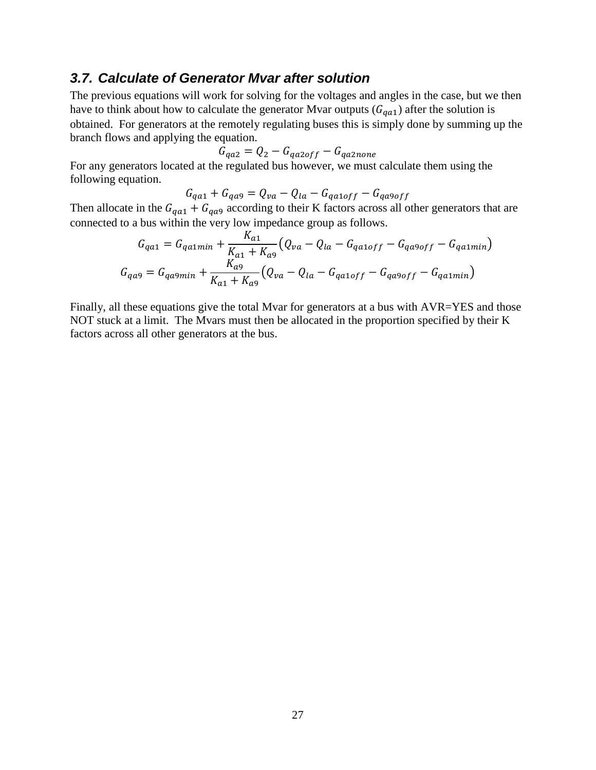### 3.7. Calculate of Generator Mvar after solution

The previous equations will work for solving for the voltages and angles in the case, but we then have to think about how to calculate the generator Mvar outputs ($G_{qa1}$) after the solution is obtained. For generators at the remotely regulating buses this is simply done by summing up the branch flows and applying the equation.

$$G_{qa2} = Q_2 - G_{qa2off} - G_{qa2none}$$

For any generators located at the regulated bus however, we must calculate them using the following equation.

$$G_{qa1} + G_{qa9} = Q_{va} - Q_{la} - G_{qa1off} - G_{qa9off}$$

Then allocate in the $G_{qa1} + G_{qa9}$ according to their K factors across all other generators that are connected to a bus within the very low impedance group as follows.

$$G_{qa1} = G_{qa1min} + \frac{K_{a1}}{K_{a1} + K_{a9}}\left(Q_{va} - Q_{la} - G_{qa1off} - G_{qa9off} - G_{qa1min}\right)$$

$$G_{qa9} = G_{qa9min} + \frac{K_{a9}}{K_{a1} + K_{a9}}\left(Q_{va} - Q_{la} - G_{qa1off} - G_{qa9off} - G_{qa1min}\right)$$

Finally, all these equations give the total Mvar for generators at a bus with AVR=YES and those NOT stuck at a limit. The Mvars must then be allocated in the proportion specified by their K factors across all other generators at the bus.